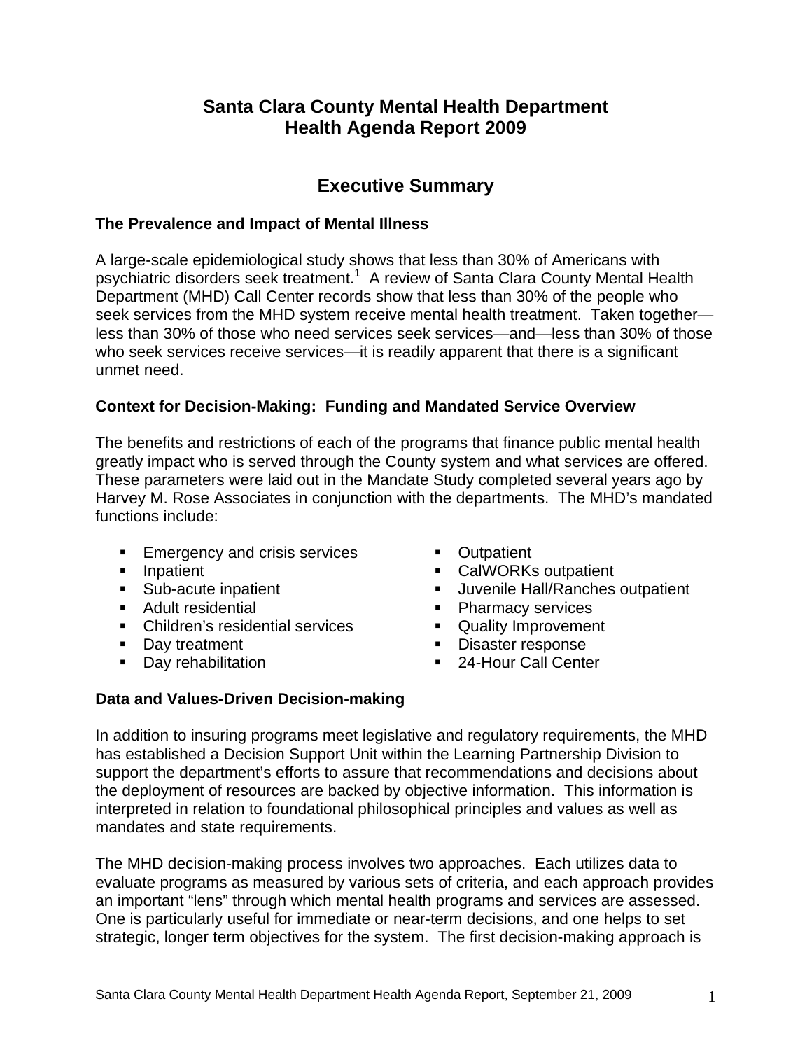# Santa Clara County Mental Health Department
# Health Agenda Report 2009

## Executive Summary

### The Prevalence and Impact of Mental Illness

A large-scale epidemiological study shows that less than 30% of Americans with psychiatric disorders seek treatment.[1] A review of Santa Clara County Mental Health Department (MHD) Call Center records show that less than 30% of the people who seek services from the MHD system receive mental health treatment. Taken together—less than 30% of those who need services seek services—and—less than 30% of those who seek services receive services—it is readily apparent that there is a significant unmet need.

### Context for Decision-Making: Funding and Mandated Service Overview

The benefits and restrictions of each of the programs that finance public mental health greatly impact who is served through the County system and what services are offered. These parameters were laid out in the Mandate Study completed several years ago by Harvey M. Rose Associates in conjunction with the departments. The MHD's mandated functions include:

- Emergency and crisis services
- Inpatient
- Sub-acute inpatient
- Adult residential
- Children's residential services
- Day treatment
- Day rehabilitation
- Outpatient
- CalWORKs outpatient
- Juvenile Hall/Ranches outpatient
- Pharmacy services
- Quality Improvement
- Disaster response
- 24-Hour Call Center

### Data and Values-Driven Decision-making

In addition to insuring programs meet legislative and regulatory requirements, the MHD has established a Decision Support Unit within the Learning Partnership Division to support the department's efforts to assure that recommendations and decisions about the deployment of resources are backed by objective information. This information is interpreted in relation to foundational philosophical principles and values as well as mandates and state requirements.

The MHD decision-making process involves two approaches. Each utilizes data to evaluate programs as measured by various sets of criteria, and each approach provides an important "lens" through which mental health programs and services are assessed. One is particularly useful for immediate or near-term decisions, and one helps to set strategic, longer term objectives for the system. The first decision-making approach is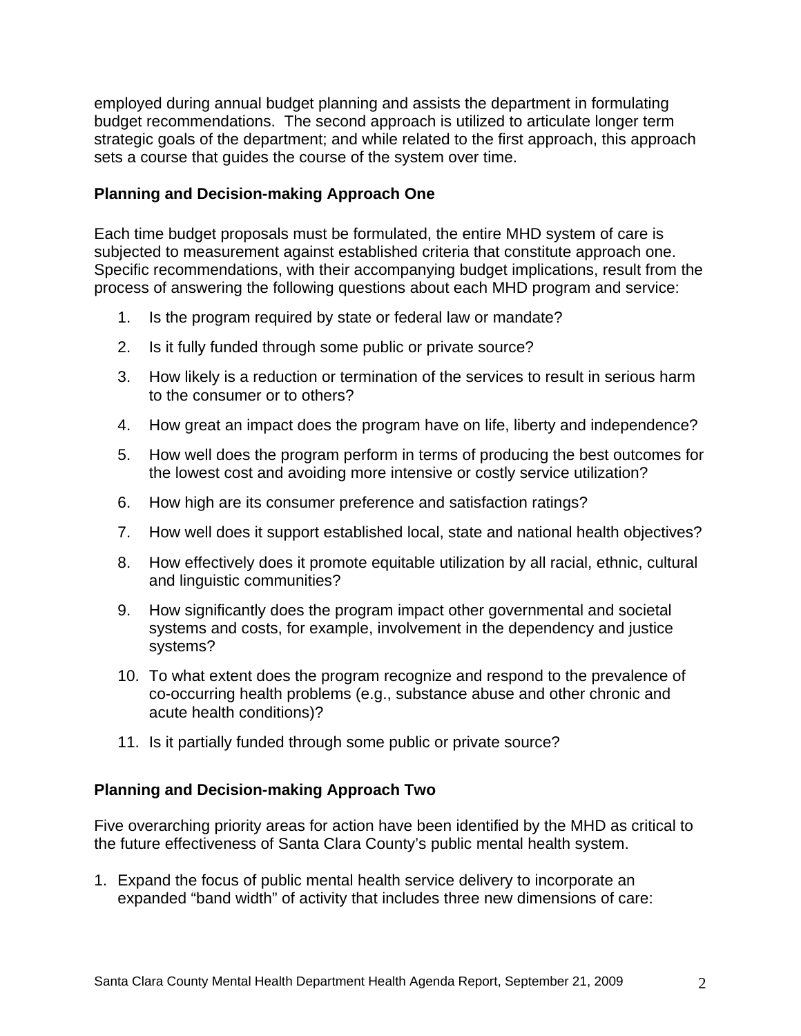employed during annual budget planning and assists the department in formulating budget recommendations. The second approach is utilized to articulate longer term strategic goals of the department; and while related to the first approach, this approach sets a course that guides the course of the system over time.

### Planning and Decision-making Approach One

Each time budget proposals must be formulated, the entire MHD system of care is subjected to measurement against established criteria that constitute approach one. Specific recommendations, with their accompanying budget implications, result from the process of answering the following questions about each MHD program and service:

1. Is the program required by state or federal law or mandate?
2. Is it fully funded through some public or private source?
3. How likely is a reduction or termination of the services to result in serious harm to the consumer or to others?
4. How great an impact does the program have on life, liberty and independence?
5. How well does the program perform in terms of producing the best outcomes for the lowest cost and avoiding more intensive or costly service utilization?
6. How high are its consumer preference and satisfaction ratings?
7. How well does it support established local, state and national health objectives?
8. How effectively does it promote equitable utilization by all racial, ethnic, cultural and linguistic communities?
9. How significantly does the program impact other governmental and societal systems and costs, for example, involvement in the dependency and justice systems?
10. To what extent does the program recognize and respond to the prevalence of co-occurring health problems (e.g., substance abuse and other chronic and acute health conditions)?
11. Is it partially funded through some public or private source?

### Planning and Decision-making Approach Two

Five overarching priority areas for action have been identified by the MHD as critical to the future effectiveness of Santa Clara County's public mental health system.

1. Expand the focus of public mental health service delivery to incorporate an expanded "band width" of activity that includes three new dimensions of care: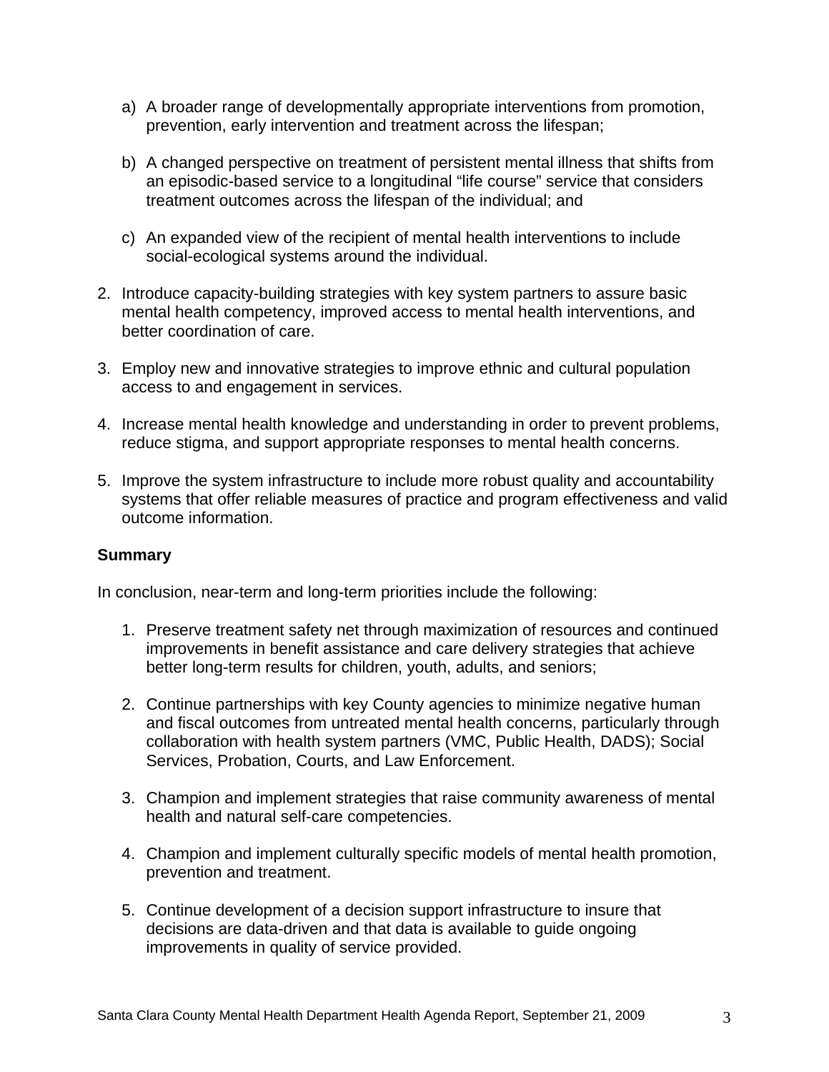a) A broader range of developmentally appropriate interventions from promotion, prevention, early intervention and treatment across the lifespan;

   b) A changed perspective on treatment of persistent mental illness that shifts from an episodic-based service to a longitudinal "life course" service that considers treatment outcomes across the lifespan of the individual; and

   c) An expanded view of the recipient of mental health interventions to include social-ecological systems around the individual.

2. Introduce capacity-building strategies with key system partners to assure basic mental health competency, improved access to mental health interventions, and better coordination of care.

3. Employ new and innovative strategies to improve ethnic and cultural population access to and engagement in services.

4. Increase mental health knowledge and understanding in order to prevent problems, reduce stigma, and support appropriate responses to mental health concerns.

5. Improve the system infrastructure to include more robust quality and accountability systems that offer reliable measures of practice and program effectiveness and valid outcome information.

**Summary**

In conclusion, near-term and long-term priorities include the following:

1. Preserve treatment safety net through maximization of resources and continued improvements in benefit assistance and care delivery strategies that achieve better long-term results for children, youth, adults, and seniors;

2. Continue partnerships with key County agencies to minimize negative human and fiscal outcomes from untreated mental health concerns, particularly through collaboration with health system partners (VMC, Public Health, DADS); Social Services, Probation, Courts, and Law Enforcement.

3. Champion and implement strategies that raise community awareness of mental health and natural self-care competencies.

4. Champion and implement culturally specific models of mental health promotion, prevention and treatment.

5. Continue development of a decision support infrastructure to insure that decisions are data-driven and that data is available to guide ongoing improvements in quality of service provided.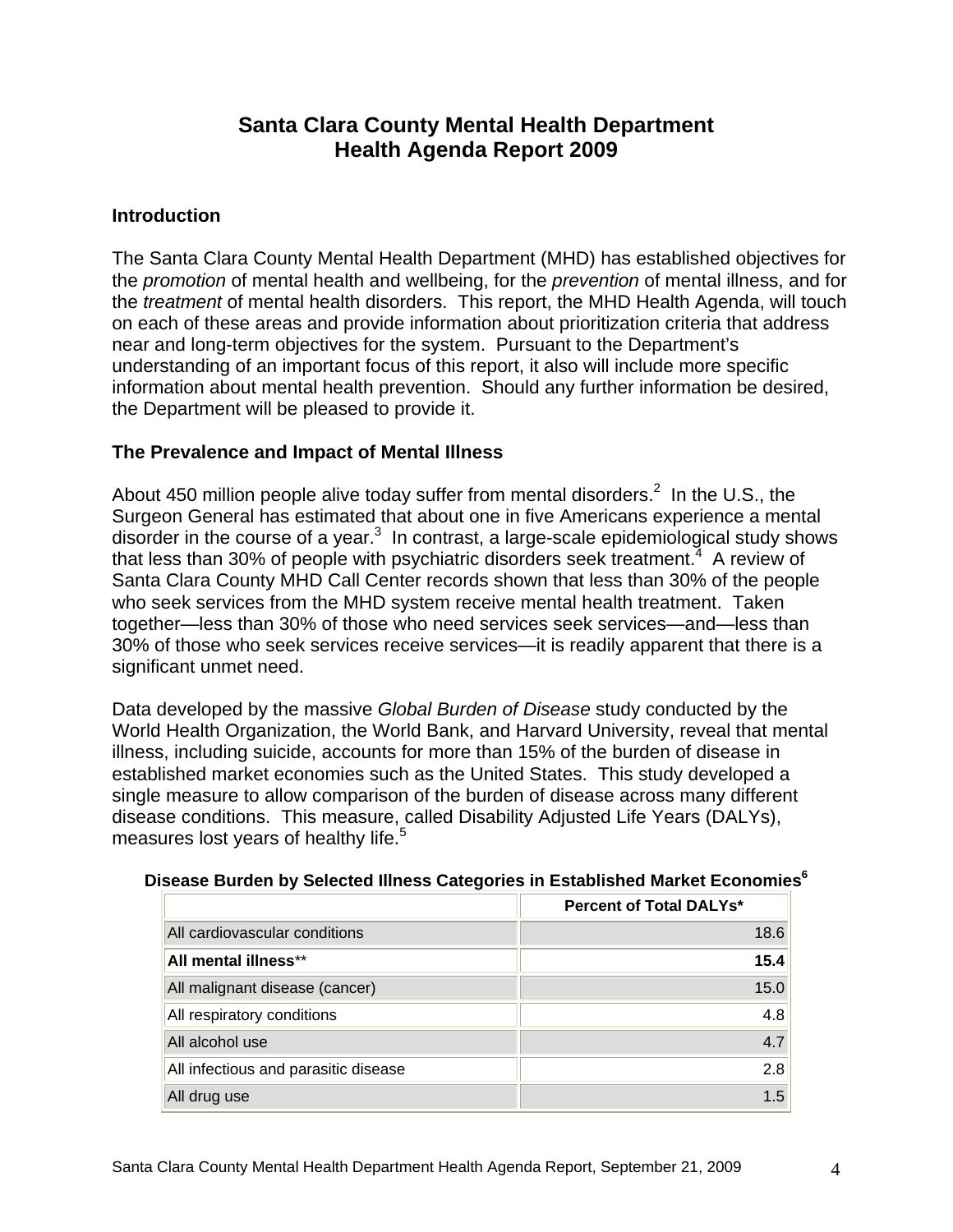# Santa Clara County Mental Health Department
# Health Agenda Report 2009

## Introduction

The Santa Clara County Mental Health Department (MHD) has established objectives for the *promotion* of mental health and wellbeing, for the *prevention* of mental illness, and for the *treatment* of mental health disorders. This report, the MHD Health Agenda, will touch on each of these areas and provide information about prioritization criteria that address near and long-term objectives for the system. Pursuant to the Department's understanding of an important focus of this report, it also will include more specific information about mental health prevention. Should any further information be desired, the Department will be pleased to provide it.

## The Prevalence and Impact of Mental Illness

About 450 million people alive today suffer from mental disorders.[2] In the U.S., the Surgeon General has estimated that about one in five Americans experience a mental disorder in the course of a year.[3] In contrast, a large-scale epidemiological study shows that less than 30% of people with psychiatric disorders seek treatment.[4] A review of Santa Clara County MHD Call Center records shown that less than 30% of the people who seek services from the MHD system receive mental health treatment. Taken together—less than 30% of those who need services seek services—and—less than 30% of those who seek services receive services—it is readily apparent that there is a significant unmet need.

Data developed by the massive *Global Burden of Disease* study conducted by the World Health Organization, the World Bank, and Harvard University, reveal that mental illness, including suicide, accounts for more than 15% of the burden of disease in established market economies such as the United States. This study developed a single measure to allow comparison of the burden of disease across many different disease conditions. This measure, called Disability Adjusted Life Years (DALYs), measures lost years of healthy life.[5]

**Disease Burden by Selected Illness Categories in Established Market Economies[6]**

| | Percent of Total DALYs* |
|---|---|
| All cardiovascular conditions | 18.6 |
| **All mental illness**** | **15.4** |
| All malignant disease (cancer) | 15.0 |
| All respiratory conditions | 4.8 |
| All alcohol use | 4.7 |
| All infectious and parasitic disease | 2.8 |
| All drug use | 1.5 |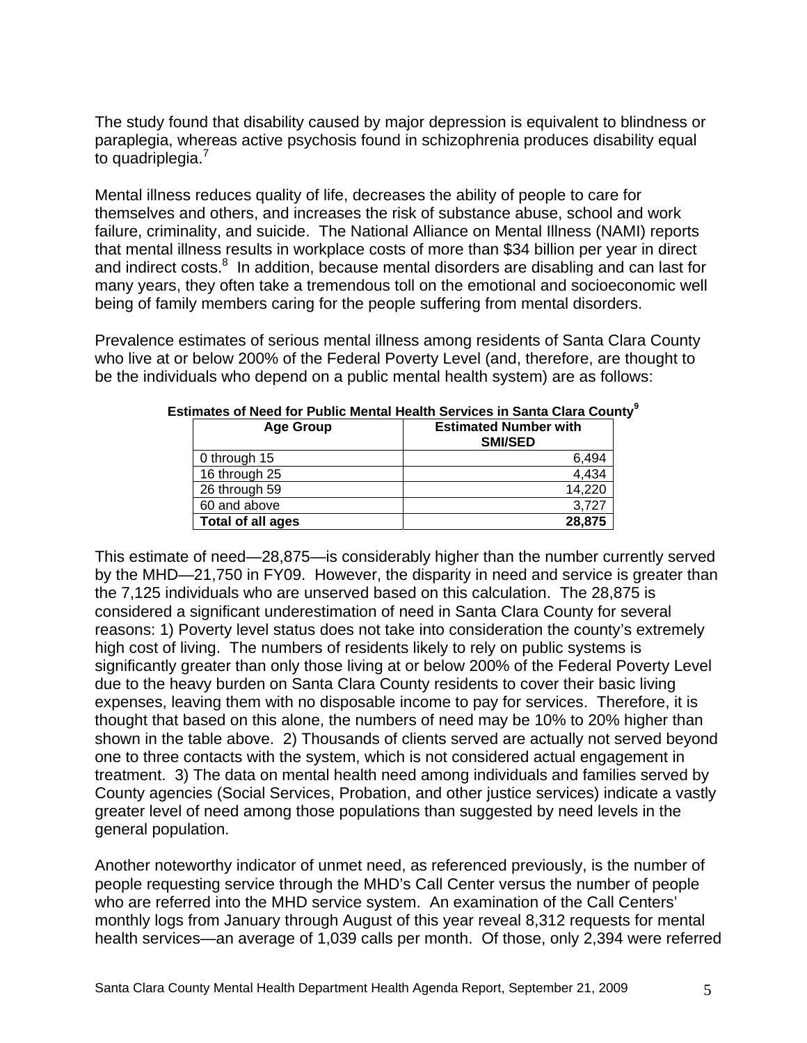The study found that disability caused by major depression is equivalent to blindness or paraplegia, whereas active psychosis found in schizophrenia produces disability equal to quadriplegia.[7]

Mental illness reduces quality of life, decreases the ability of people to care for themselves and others, and increases the risk of substance abuse, school and work failure, criminality, and suicide. The National Alliance on Mental Illness (NAMI) reports that mental illness results in workplace costs of more than $34 billion per year in direct and indirect costs.[8] In addition, because mental disorders are disabling and can last for many years, they often take a tremendous toll on the emotional and socioeconomic well being of family members caring for the people suffering from mental disorders.

Prevalence estimates of serious mental illness among residents of Santa Clara County who live at or below 200% of the Federal Poverty Level (and, therefore, are thought to be the individuals who depend on a public mental health system) are as follows:

**Estimates of Need for Public Mental Health Services in Santa Clara County[9]**

| Age Group | Estimated Number with SMI/SED |
|---|---|
| 0 through 15 | 6,494 |
| 16 through 25 | 4,434 |
| 26 through 59 | 14,220 |
| 60 and above | 3,727 |
| **Total of all ages** | **28,875** |

This estimate of need—28,875—is considerably higher than the number currently served by the MHD—21,750 in FY09. However, the disparity in need and service is greater than the 7,125 individuals who are unserved based on this calculation. The 28,875 is considered a significant underestimation of need in Santa Clara County for several reasons: 1) Poverty level status does not take into consideration the county's extremely high cost of living. The numbers of residents likely to rely on public systems is significantly greater than only those living at or below 200% of the Federal Poverty Level due to the heavy burden on Santa Clara County residents to cover their basic living expenses, leaving them with no disposable income to pay for services. Therefore, it is thought that based on this alone, the numbers of need may be 10% to 20% higher than shown in the table above. 2) Thousands of clients served are actually not served beyond one to three contacts with the system, which is not considered actual engagement in treatment. 3) The data on mental health need among individuals and families served by County agencies (Social Services, Probation, and other justice services) indicate a vastly greater level of need among those populations than suggested by need levels in the general population.

Another noteworthy indicator of unmet need, as referenced previously, is the number of people requesting service through the MHD's Call Center versus the number of people who are referred into the MHD service system. An examination of the Call Centers' monthly logs from January through August of this year reveal 8,312 requests for mental health services—an average of 1,039 calls per month. Of those, only 2,394 were referred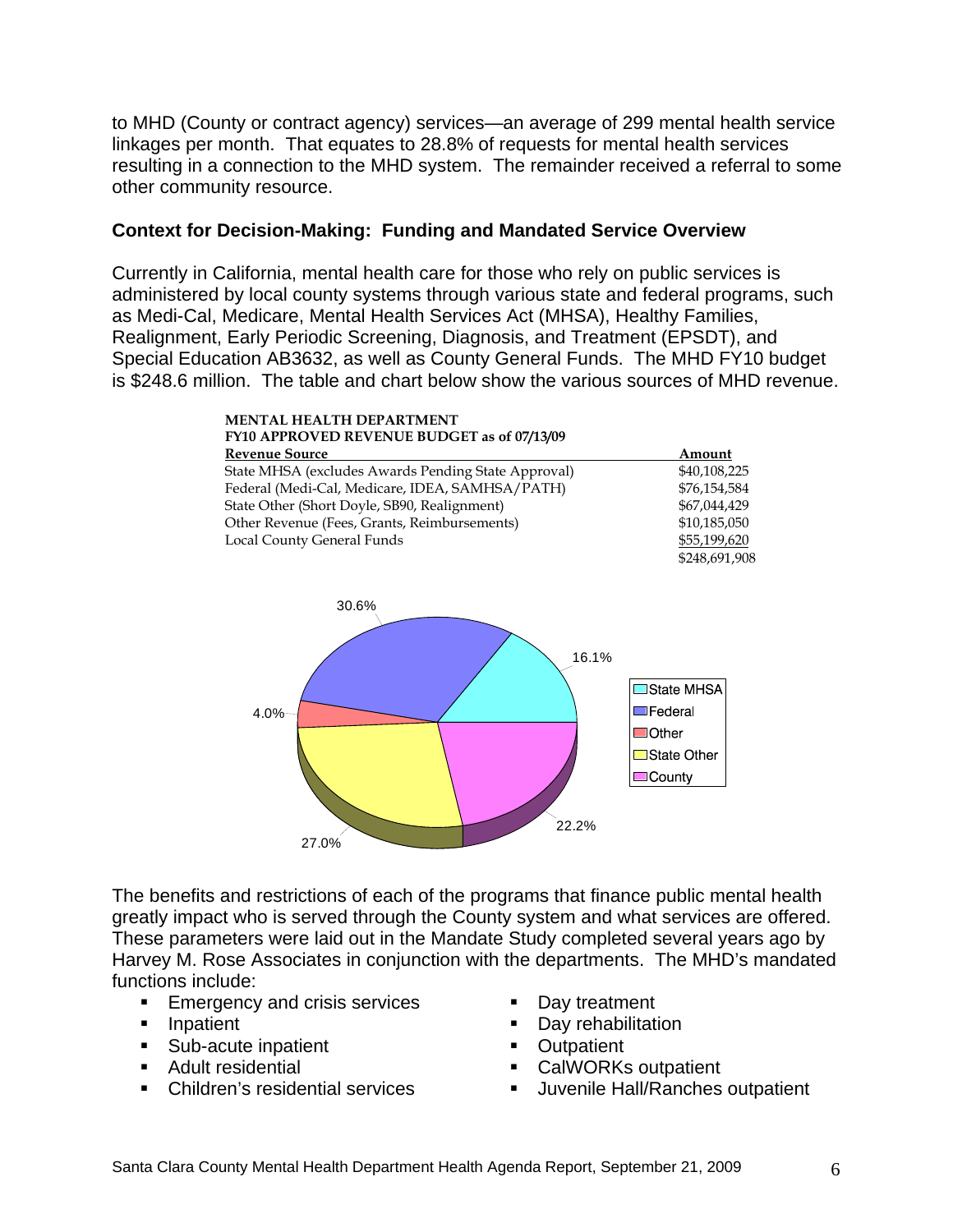to MHD (County or contract agency) services—an average of 299 mental health service linkages per month. That equates to 28.8% of requests for mental health services resulting in a connection to the MHD system. The remainder received a referral to some other community resource.

### Context for Decision-Making: Funding and Mandated Service Overview

Currently in California, mental health care for those who rely on public services is administered by local county systems through various state and federal programs, such as Medi-Cal, Medicare, Mental Health Services Act (MHSA), Healthy Families, Realignment, Early Periodic Screening, Diagnosis, and Treatment (EPSDT), and Special Education AB3632, as well as County General Funds. The MHD FY10 budget is $248.6 million. The table and chart below show the various sources of MHD revenue.

**MENTAL HEALTH DEPARTMENT**
**FY10 APPROVED REVENUE BUDGET as of 07/13/09**

| Revenue Source | Amount |
|---|---|
| State MHSA (excludes Awards Pending State Approval) | $40,108,225 |
| Federal (Medi-Cal, Medicare, IDEA, SAMHSA/PATH) | $76,154,584 |
| State Other (Short Doyle, SB90, Realignment) | $67,044,429 |
| Other Revenue (Fees, Grants, Reimbursements) | $10,185,050 |
| Local County General Funds | $55,199,620 |
| | $248,691,908 |

| Source | Percent |
|---|---|
| State MHSA | 16.1% |
| Federal | 30.6% |
| Other | 4.0% |
| State Other | 27.0% |
| County | 22.2% |

The benefits and restrictions of each of the programs that finance public mental health greatly impact who is served through the County system and what services are offered. These parameters were laid out in the Mandate Study completed several years ago by Harvey M. Rose Associates in conjunction with the departments. The MHD's mandated functions include:

- Emergency and crisis services
- Inpatient
- Sub-acute inpatient
- Adult residential
- Children's residential services
- Day treatment
- Day rehabilitation
- Outpatient
- CalWORKs outpatient
- Juvenile Hall/Ranches outpatient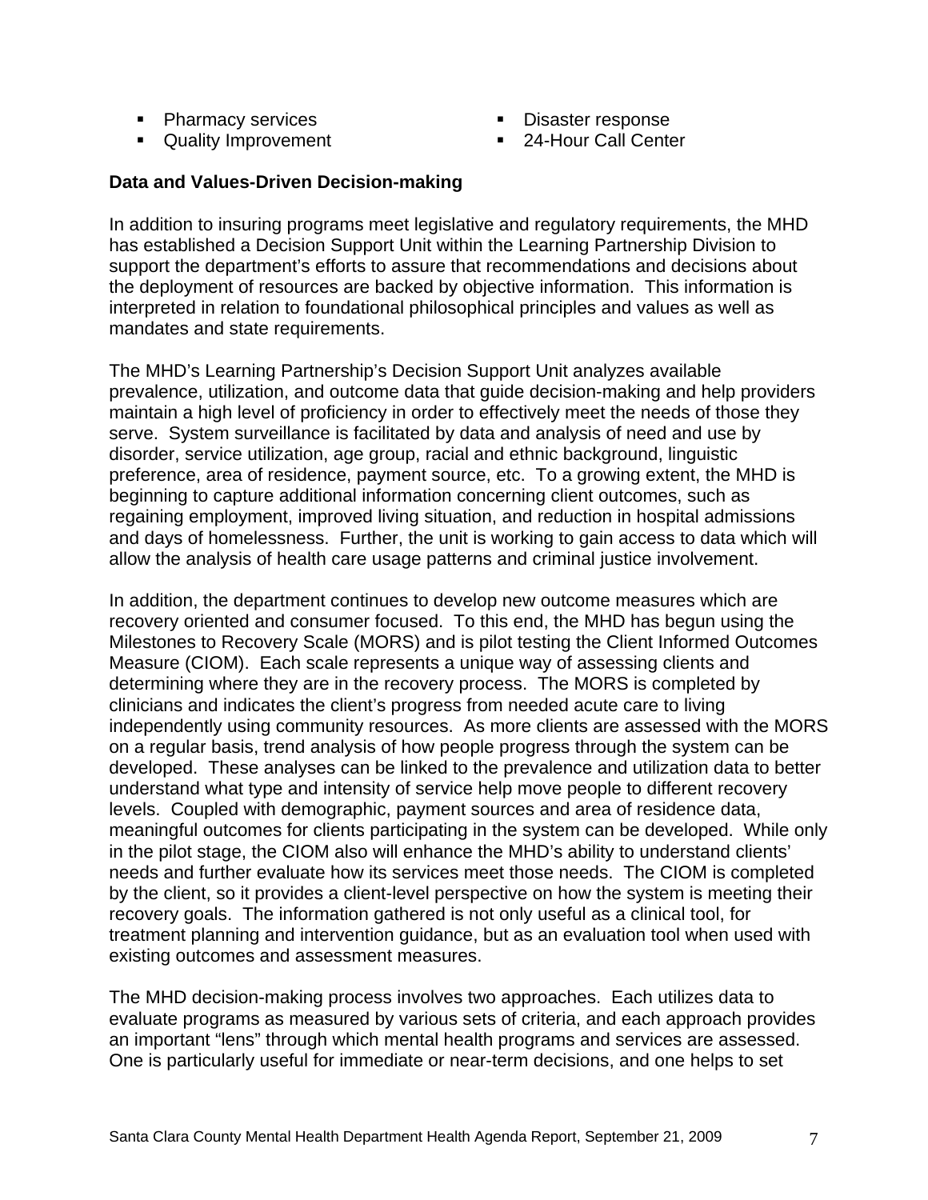- Pharmacy services
- Quality Improvement
- Disaster response
- 24-Hour Call Center

**Data and Values-Driven Decision-making**

In addition to insuring programs meet legislative and regulatory requirements, the MHD has established a Decision Support Unit within the Learning Partnership Division to support the department's efforts to assure that recommendations and decisions about the deployment of resources are backed by objective information. This information is interpreted in relation to foundational philosophical principles and values as well as mandates and state requirements.

The MHD's Learning Partnership's Decision Support Unit analyzes available prevalence, utilization, and outcome data that guide decision-making and help providers maintain a high level of proficiency in order to effectively meet the needs of those they serve. System surveillance is facilitated by data and analysis of need and use by disorder, service utilization, age group, racial and ethnic background, linguistic preference, area of residence, payment source, etc. To a growing extent, the MHD is beginning to capture additional information concerning client outcomes, such as regaining employment, improved living situation, and reduction in hospital admissions and days of homelessness. Further, the unit is working to gain access to data which will allow the analysis of health care usage patterns and criminal justice involvement.

In addition, the department continues to develop new outcome measures which are recovery oriented and consumer focused. To this end, the MHD has begun using the Milestones to Recovery Scale (MORS) and is pilot testing the Client Informed Outcomes Measure (CIOM). Each scale represents a unique way of assessing clients and determining where they are in the recovery process. The MORS is completed by clinicians and indicates the client's progress from needed acute care to living independently using community resources. As more clients are assessed with the MORS on a regular basis, trend analysis of how people progress through the system can be developed. These analyses can be linked to the prevalence and utilization data to better understand what type and intensity of service help move people to different recovery levels. Coupled with demographic, payment sources and area of residence data, meaningful outcomes for clients participating in the system can be developed. While only in the pilot stage, the CIOM also will enhance the MHD's ability to understand clients' needs and further evaluate how its services meet those needs. The CIOM is completed by the client, so it provides a client-level perspective on how the system is meeting their recovery goals. The information gathered is not only useful as a clinical tool, for treatment planning and intervention guidance, but as an evaluation tool when used with existing outcomes and assessment measures.

The MHD decision-making process involves two approaches. Each utilizes data to evaluate programs as measured by various sets of criteria, and each approach provides an important "lens" through which mental health programs and services are assessed. One is particularly useful for immediate or near-term decisions, and one helps to set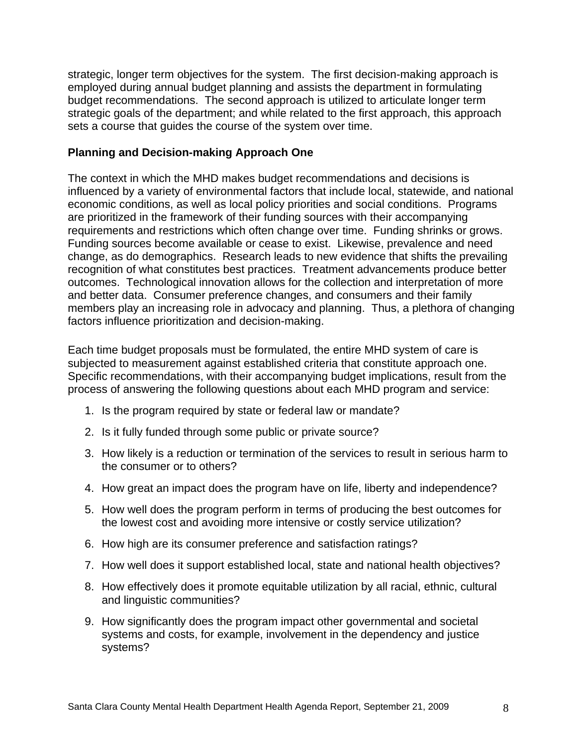strategic, longer term objectives for the system. The first decision-making approach is employed during annual budget planning and assists the department in formulating budget recommendations. The second approach is utilized to articulate longer term strategic goals of the department; and while related to the first approach, this approach sets a course that guides the course of the system over time.

**Planning and Decision-making Approach One**

The context in which the MHD makes budget recommendations and decisions is influenced by a variety of environmental factors that include local, statewide, and national economic conditions, as well as local policy priorities and social conditions. Programs are prioritized in the framework of their funding sources with their accompanying requirements and restrictions which often change over time. Funding shrinks or grows. Funding sources become available or cease to exist. Likewise, prevalence and need change, as do demographics. Research leads to new evidence that shifts the prevailing recognition of what constitutes best practices. Treatment advancements produce better outcomes. Technological innovation allows for the collection and interpretation of more and better data. Consumer preference changes, and consumers and their family members play an increasing role in advocacy and planning. Thus, a plethora of changing factors influence prioritization and decision-making.

Each time budget proposals must be formulated, the entire MHD system of care is subjected to measurement against established criteria that constitute approach one. Specific recommendations, with their accompanying budget implications, result from the process of answering the following questions about each MHD program and service:

1. Is the program required by state or federal law or mandate?
2. Is it fully funded through some public or private source?
3. How likely is a reduction or termination of the services to result in serious harm to the consumer or to others?
4. How great an impact does the program have on life, liberty and independence?
5. How well does the program perform in terms of producing the best outcomes for the lowest cost and avoiding more intensive or costly service utilization?
6. How high are its consumer preference and satisfaction ratings?
7. How well does it support established local, state and national health objectives?
8. How effectively does it promote equitable utilization by all racial, ethnic, cultural and linguistic communities?
9. How significantly does the program impact other governmental and societal systems and costs, for example, involvement in the dependency and justice systems?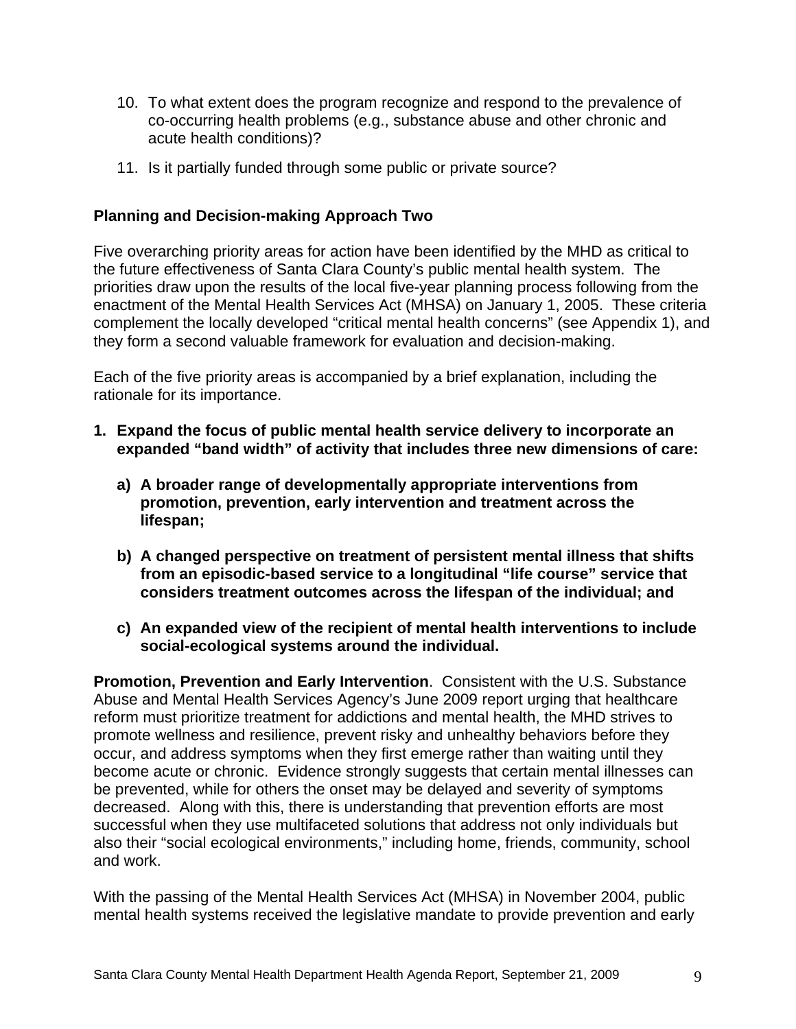10. To what extent does the program recognize and respond to the prevalence of co-occurring health problems (e.g., substance abuse and other chronic and acute health conditions)?

11. Is it partially funded through some public or private source?

**Planning and Decision-making Approach Two**

Five overarching priority areas for action have been identified by the MHD as critical to the future effectiveness of Santa Clara County's public mental health system. The priorities draw upon the results of the local five-year planning process following from the enactment of the Mental Health Services Act (MHSA) on January 1, 2005. These criteria complement the locally developed "critical mental health concerns" (see Appendix 1), and they form a second valuable framework for evaluation and decision-making.

Each of the five priority areas is accompanied by a brief explanation, including the rationale for its importance.

1. **Expand the focus of public mental health service delivery to incorporate an expanded "band width" of activity that includes three new dimensions of care:**

   a) **A broader range of developmentally appropriate interventions from promotion, prevention, early intervention and treatment across the lifespan;**

   b) **A changed perspective on treatment of persistent mental illness that shifts from an episodic-based service to a longitudinal "life course" service that considers treatment outcomes across the lifespan of the individual; and**

   c) **An expanded view of the recipient of mental health interventions to include social-ecological systems around the individual.**

**Promotion, Prevention and Early Intervention**. Consistent with the U.S. Substance Abuse and Mental Health Services Agency's June 2009 report urging that healthcare reform must prioritize treatment for addictions and mental health, the MHD strives to promote wellness and resilience, prevent risky and unhealthy behaviors before they occur, and address symptoms when they first emerge rather than waiting until they become acute or chronic. Evidence strongly suggests that certain mental illnesses can be prevented, while for others the onset may be delayed and severity of symptoms decreased. Along with this, there is understanding that prevention efforts are most successful when they use multifaceted solutions that address not only individuals but also their "social ecological environments," including home, friends, community, school and work.

With the passing of the Mental Health Services Act (MHSA) in November 2004, public mental health systems received the legislative mandate to provide prevention and early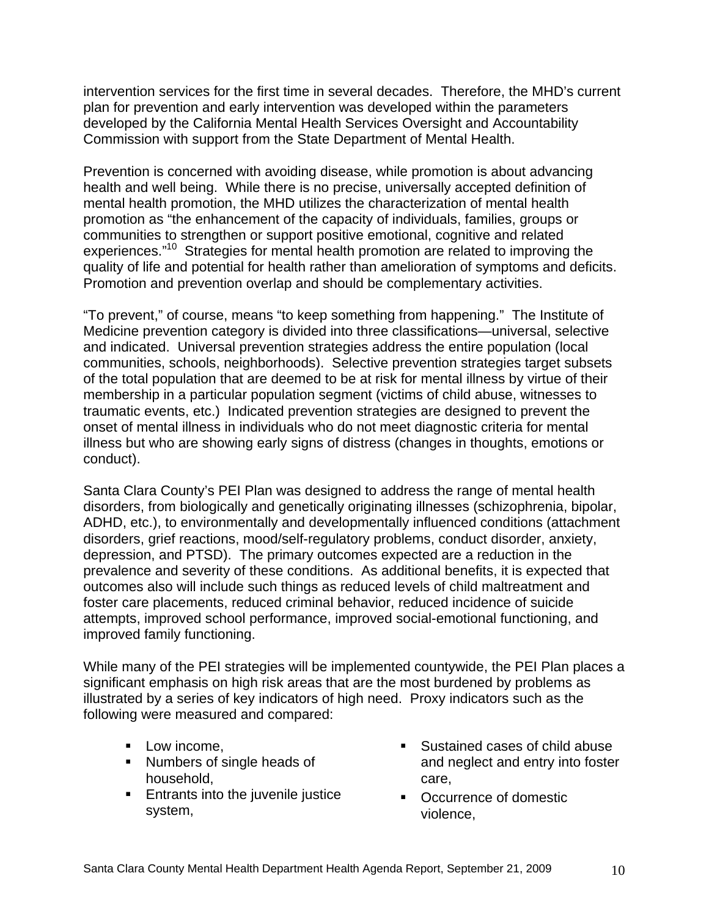intervention services for the first time in several decades. Therefore, the MHD's current plan for prevention and early intervention was developed within the parameters developed by the California Mental Health Services Oversight and Accountability Commission with support from the State Department of Mental Health.

Prevention is concerned with avoiding disease, while promotion is about advancing health and well being. While there is no precise, universally accepted definition of mental health promotion, the MHD utilizes the characterization of mental health promotion as "the enhancement of the capacity of individuals, families, groups or communities to strengthen or support positive emotional, cognitive and related experiences."[10] Strategies for mental health promotion are related to improving the quality of life and potential for health rather than amelioration of symptoms and deficits. Promotion and prevention overlap and should be complementary activities.

"To prevent," of course, means "to keep something from happening." The Institute of Medicine prevention category is divided into three classifications—universal, selective and indicated. Universal prevention strategies address the entire population (local communities, schools, neighborhoods). Selective prevention strategies target subsets of the total population that are deemed to be at risk for mental illness by virtue of their membership in a particular population segment (victims of child abuse, witnesses to traumatic events, etc.) Indicated prevention strategies are designed to prevent the onset of mental illness in individuals who do not meet diagnostic criteria for mental illness but who are showing early signs of distress (changes in thoughts, emotions or conduct).

Santa Clara County's PEI Plan was designed to address the range of mental health disorders, from biologically and genetically originating illnesses (schizophrenia, bipolar, ADHD, etc.), to environmentally and developmentally influenced conditions (attachment disorders, grief reactions, mood/self-regulatory problems, conduct disorder, anxiety, depression, and PTSD). The primary outcomes expected are a reduction in the prevalence and severity of these conditions. As additional benefits, it is expected that outcomes also will include such things as reduced levels of child maltreatment and foster care placements, reduced criminal behavior, reduced incidence of suicide attempts, improved school performance, improved social-emotional functioning, and improved family functioning.

While many of the PEI strategies will be implemented countywide, the PEI Plan places a significant emphasis on high risk areas that are the most burdened by problems as illustrated by a series of key indicators of high need. Proxy indicators such as the following were measured and compared:

- Low income,
- Numbers of single heads of household,
- Entrants into the juvenile justice system,
- Sustained cases of child abuse and neglect and entry into foster care,
- Occurrence of domestic violence,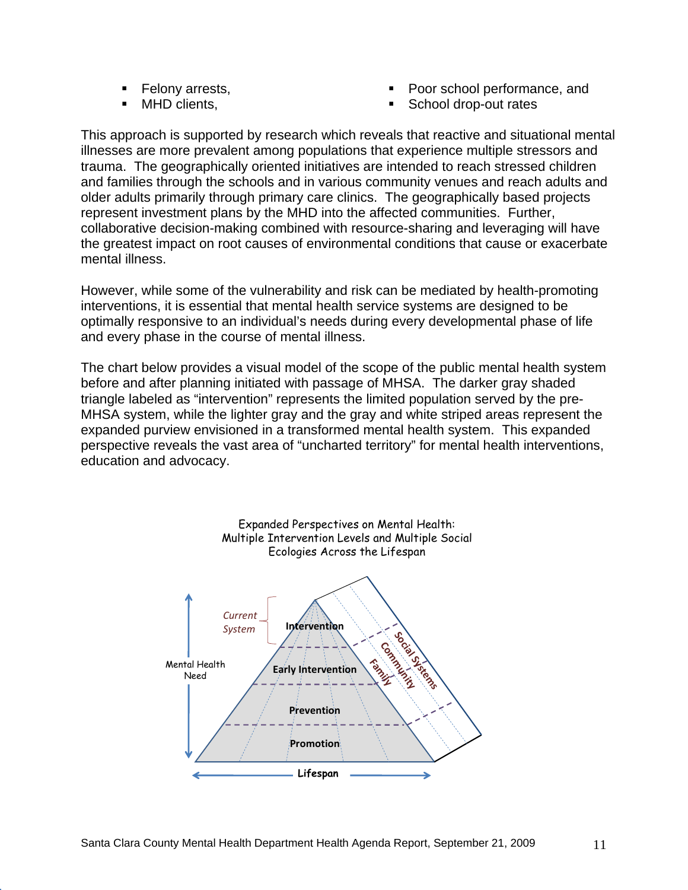- Felony arrests,
- MHD clients,
- Poor school performance, and
- School drop-out rates

This approach is supported by research which reveals that reactive and situational mental illnesses are more prevalent among populations that experience multiple stressors and trauma. The geographically oriented initiatives are intended to reach stressed children and families through the schools and in various community venues and reach adults and older adults primarily through primary care clinics. The geographically based projects represent investment plans by the MHD into the affected communities. Further, collaborative decision-making combined with resource-sharing and leveraging will have the greatest impact on root causes of environmental conditions that cause or exacerbate mental illness.

However, while some of the vulnerability and risk can be mediated by health-promoting interventions, it is essential that mental health service systems are designed to be optimally responsive to an individual's needs during every developmental phase of life and every phase in the course of mental illness.

The chart below provides a visual model of the scope of the public mental health system before and after planning initiated with passage of MHSA. The darker gray shaded triangle labeled as "intervention" represents the limited population served by the pre-MHSA system, while the lighter gray and the gray and white striped areas represent the expanded purview envisioned in a transformed mental health system. This expanded perspective reveals the vast area of "uncharted territory" for mental health interventions, education and advocacy.

Expanded Perspectives on Mental Health: Multiple Intervention Levels and Multiple Social Ecologies Across the Lifespan

Current System — Intervention; Early Intervention; Prevention; Promotion; Family; Community; Social Systems; Mental Health Need; Lifespan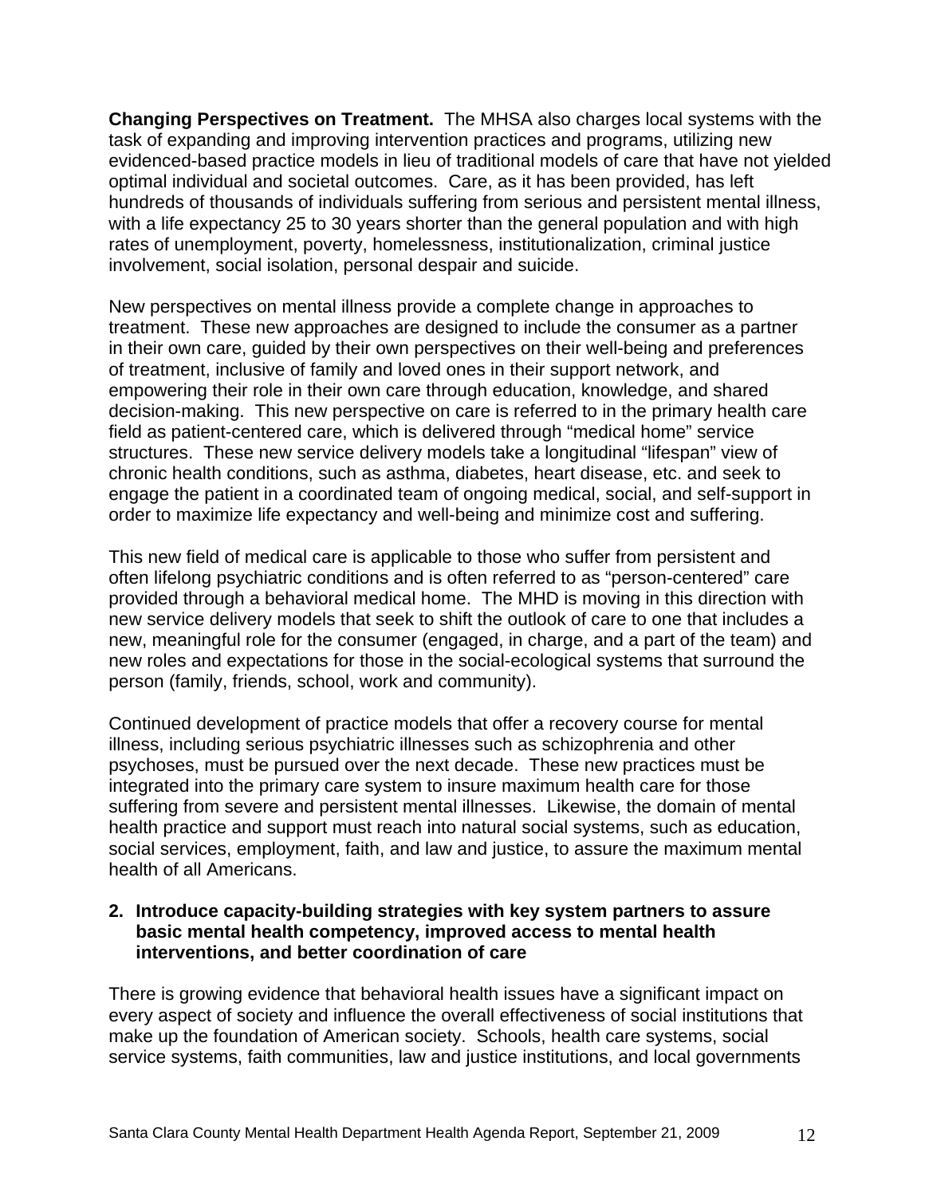**Changing Perspectives on Treatment.** The MHSA also charges local systems with the task of expanding and improving intervention practices and programs, utilizing new evidenced-based practice models in lieu of traditional models of care that have not yielded optimal individual and societal outcomes. Care, as it has been provided, has left hundreds of thousands of individuals suffering from serious and persistent mental illness, with a life expectancy 25 to 30 years shorter than the general population and with high rates of unemployment, poverty, homelessness, institutionalization, criminal justice involvement, social isolation, personal despair and suicide.

New perspectives on mental illness provide a complete change in approaches to treatment. These new approaches are designed to include the consumer as a partner in their own care, guided by their own perspectives on their well-being and preferences of treatment, inclusive of family and loved ones in their support network, and empowering their role in their own care through education, knowledge, and shared decision-making. This new perspective on care is referred to in the primary health care field as patient-centered care, which is delivered through "medical home" service structures. These new service delivery models take a longitudinal "lifespan" view of chronic health conditions, such as asthma, diabetes, heart disease, etc. and seek to engage the patient in a coordinated team of ongoing medical, social, and self-support in order to maximize life expectancy and well-being and minimize cost and suffering.

This new field of medical care is applicable to those who suffer from persistent and often lifelong psychiatric conditions and is often referred to as "person-centered" care provided through a behavioral medical home. The MHD is moving in this direction with new service delivery models that seek to shift the outlook of care to one that includes a new, meaningful role for the consumer (engaged, in charge, and a part of the team) and new roles and expectations for those in the social-ecological systems that surround the person (family, friends, school, work and community).

Continued development of practice models that offer a recovery course for mental illness, including serious psychiatric illnesses such as schizophrenia and other psychoses, must be pursued over the next decade. These new practices must be integrated into the primary care system to insure maximum health care for those suffering from severe and persistent mental illnesses. Likewise, the domain of mental health practice and support must reach into natural social systems, such as education, social services, employment, faith, and law and justice, to assure the maximum mental health of all Americans.

**2. Introduce capacity-building strategies with key system partners to assure basic mental health competency, improved access to mental health interventions, and better coordination of care**

There is growing evidence that behavioral health issues have a significant impact on every aspect of society and influence the overall effectiveness of social institutions that make up the foundation of American society. Schools, health care systems, social service systems, faith communities, law and justice institutions, and local governments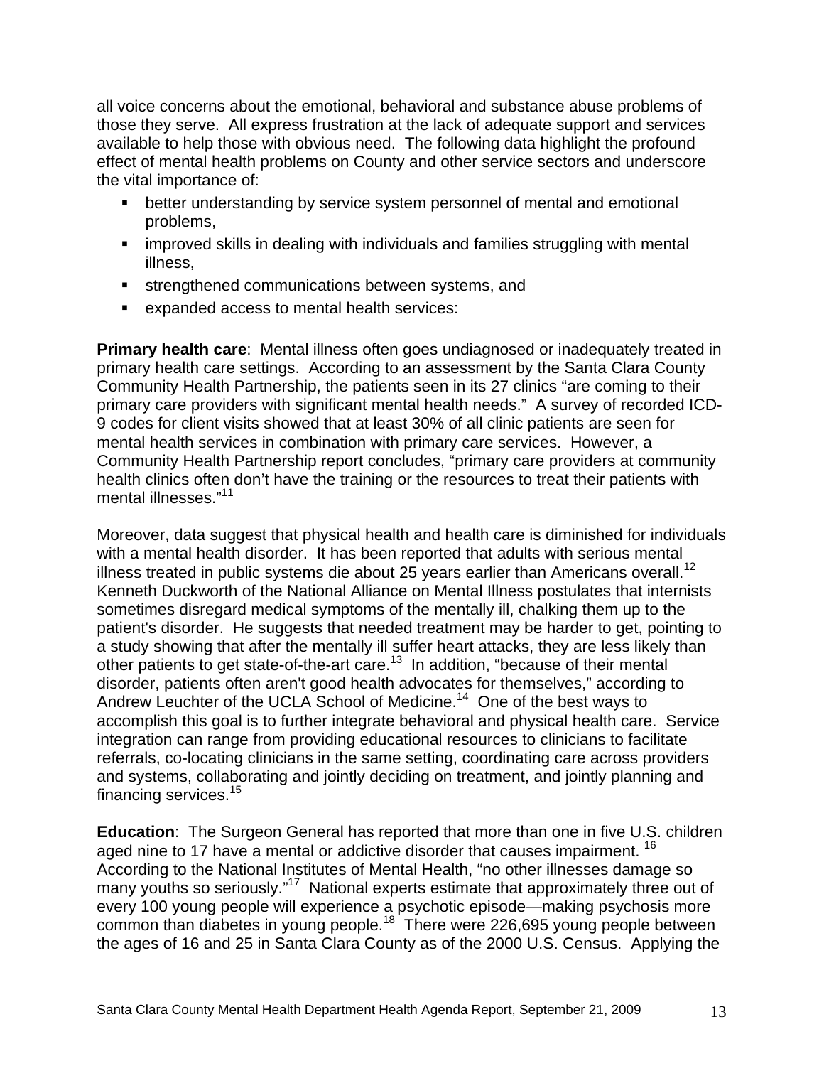all voice concerns about the emotional, behavioral and substance abuse problems of those they serve. All express frustration at the lack of adequate support and services available to help those with obvious need. The following data highlight the profound effect of mental health problems on County and other service sectors and underscore the vital importance of:

- better understanding by service system personnel of mental and emotional problems,
- improved skills in dealing with individuals and families struggling with mental illness,
- strengthened communications between systems, and
- expanded access to mental health services:

**Primary health care**: Mental illness often goes undiagnosed or inadequately treated in primary health care settings. According to an assessment by the Santa Clara County Community Health Partnership, the patients seen in its 27 clinics "are coming to their primary care providers with significant mental health needs." A survey of recorded ICD-9 codes for client visits showed that at least 30% of all clinic patients are seen for mental health services in combination with primary care services. However, a Community Health Partnership report concludes, "primary care providers at community health clinics often don't have the training or the resources to treat their patients with mental illnesses."[11]

Moreover, data suggest that physical health and health care is diminished for individuals with a mental health disorder. It has been reported that adults with serious mental illness treated in public systems die about 25 years earlier than Americans overall.[12] Kenneth Duckworth of the National Alliance on Mental Illness postulates that internists sometimes disregard medical symptoms of the mentally ill, chalking them up to the patient's disorder. He suggests that needed treatment may be harder to get, pointing to a study showing that after the mentally ill suffer heart attacks, they are less likely than other patients to get state-of-the-art care.[13] In addition, "because of their mental disorder, patients often aren't good health advocates for themselves," according to Andrew Leuchter of the UCLA School of Medicine.[14] One of the best ways to accomplish this goal is to further integrate behavioral and physical health care. Service integration can range from providing educational resources to clinicians to facilitate referrals, co-locating clinicians in the same setting, coordinating care across providers and systems, collaborating and jointly deciding on treatment, and jointly planning and financing services.[15]

**Education**: The Surgeon General has reported that more than one in five U.S. children aged nine to 17 have a mental or addictive disorder that causes impairment. [16] According to the National Institutes of Mental Health, "no other illnesses damage so many youths so seriously."[17] National experts estimate that approximately three out of every 100 young people will experience a psychotic episode—making psychosis more common than diabetes in young people.[18] There were 226,695 young people between the ages of 16 and 25 in Santa Clara County as of the 2000 U.S. Census. Applying the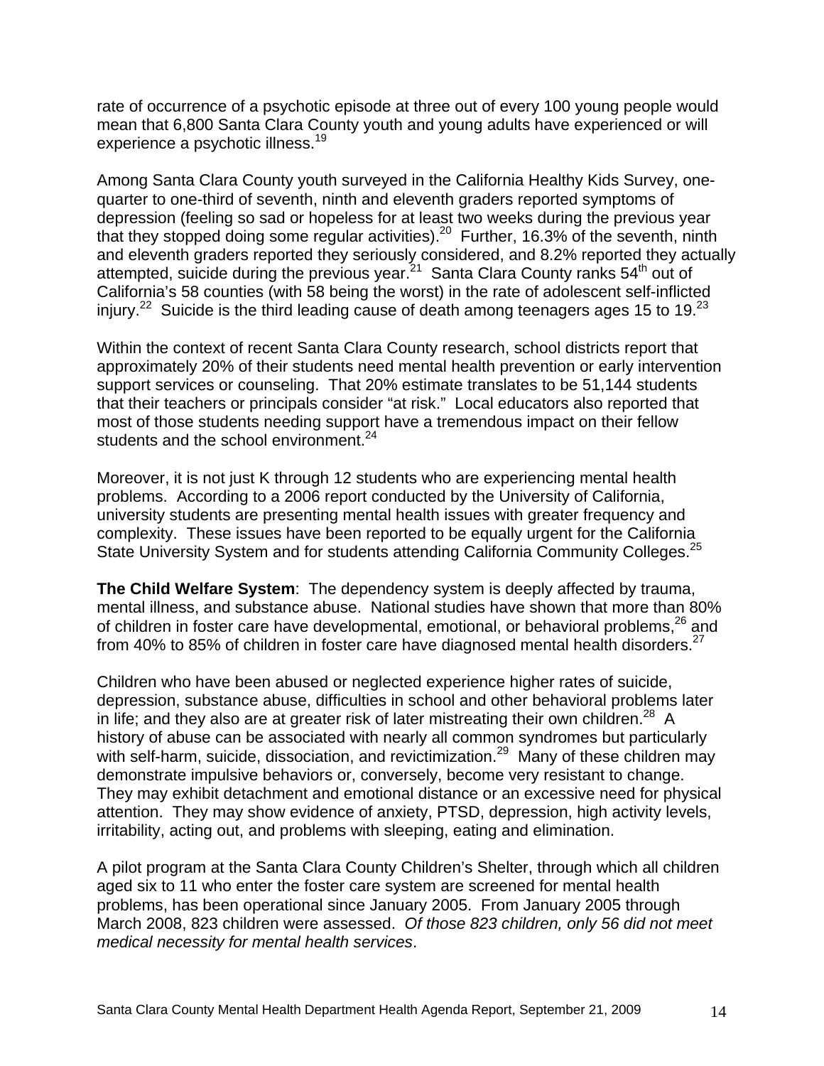rate of occurrence of a psychotic episode at three out of every 100 young people would mean that 6,800 Santa Clara County youth and young adults have experienced or will experience a psychotic illness.[19]

Among Santa Clara County youth surveyed in the California Healthy Kids Survey, one-quarter to one-third of seventh, ninth and eleventh graders reported symptoms of depression (feeling so sad or hopeless for at least two weeks during the previous year that they stopped doing some regular activities).[20] Further, 16.3% of the seventh, ninth and eleventh graders reported they seriously considered, and 8.2% reported they actually attempted, suicide during the previous year.[21] Santa Clara County ranks 54th out of California's 58 counties (with 58 being the worst) in the rate of adolescent self-inflicted injury.[22] Suicide is the third leading cause of death among teenagers ages 15 to 19.[23]

Within the context of recent Santa Clara County research, school districts report that approximately 20% of their students need mental health prevention or early intervention support services or counseling. That 20% estimate translates to be 51,144 students that their teachers or principals consider "at risk." Local educators also reported that most of those students needing support have a tremendous impact on their fellow students and the school environment.[24]

Moreover, it is not just K through 12 students who are experiencing mental health problems. According to a 2006 report conducted by the University of California, university students are presenting mental health issues with greater frequency and complexity. These issues have been reported to be equally urgent for the California State University System and for students attending California Community Colleges.[25]

**The Child Welfare System**: The dependency system is deeply affected by trauma, mental illness, and substance abuse. National studies have shown that more than 80% of children in foster care have developmental, emotional, or behavioral problems,[26] and from 40% to 85% of children in foster care have diagnosed mental health disorders.[27]

Children who have been abused or neglected experience higher rates of suicide, depression, substance abuse, difficulties in school and other behavioral problems later in life; and they also are at greater risk of later mistreating their own children.[28] A history of abuse can be associated with nearly all common syndromes but particularly with self-harm, suicide, dissociation, and revictimization.[29] Many of these children may demonstrate impulsive behaviors or, conversely, become very resistant to change. They may exhibit detachment and emotional distance or an excessive need for physical attention. They may show evidence of anxiety, PTSD, depression, high activity levels, irritability, acting out, and problems with sleeping, eating and elimination.

A pilot program at the Santa Clara County Children's Shelter, through which all children aged six to 11 who enter the foster care system are screened for mental health problems, has been operational since January 2005. From January 2005 through March 2008, 823 children were assessed. *Of those 823 children, only 56 did not meet medical necessity for mental health services*.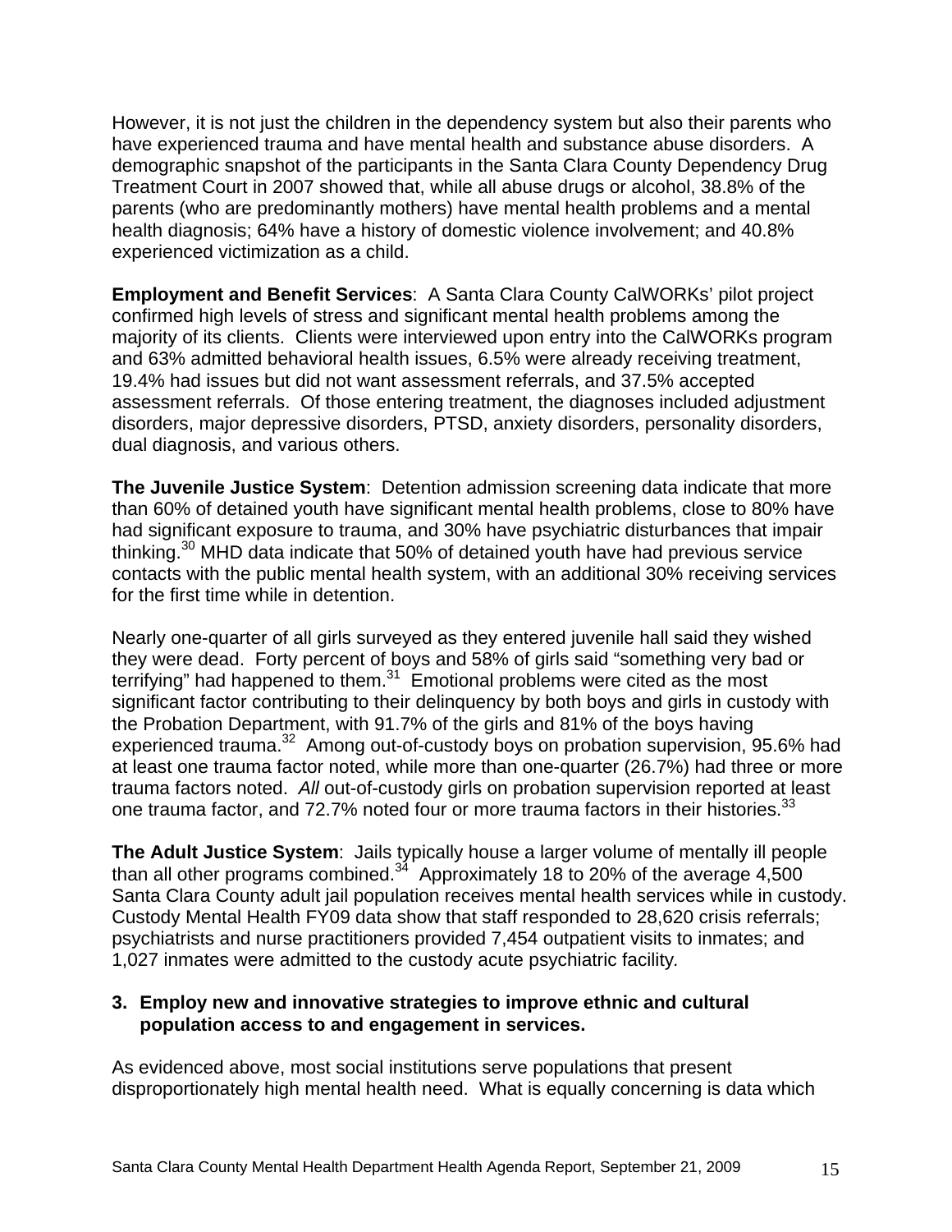However, it is not just the children in the dependency system but also their parents who have experienced trauma and have mental health and substance abuse disorders. A demographic snapshot of the participants in the Santa Clara County Dependency Drug Treatment Court in 2007 showed that, while all abuse drugs or alcohol, 38.8% of the parents (who are predominantly mothers) have mental health problems and a mental health diagnosis; 64% have a history of domestic violence involvement; and 40.8% experienced victimization as a child.

**Employment and Benefit Services**: A Santa Clara County CalWORKs' pilot project confirmed high levels of stress and significant mental health problems among the majority of its clients. Clients were interviewed upon entry into the CalWORKs program and 63% admitted behavioral health issues, 6.5% were already receiving treatment, 19.4% had issues but did not want assessment referrals, and 37.5% accepted assessment referrals. Of those entering treatment, the diagnoses included adjustment disorders, major depressive disorders, PTSD, anxiety disorders, personality disorders, dual diagnosis, and various others.

**The Juvenile Justice System**: Detention admission screening data indicate that more than 60% of detained youth have significant mental health problems, close to 80% have had significant exposure to trauma, and 30% have psychiatric disturbances that impair thinking.[30] MHD data indicate that 50% of detained youth have had previous service contacts with the public mental health system, with an additional 30% receiving services for the first time while in detention.

Nearly one-quarter of all girls surveyed as they entered juvenile hall said they wished they were dead. Forty percent of boys and 58% of girls said "something very bad or terrifying" had happened to them.[31] Emotional problems were cited as the most significant factor contributing to their delinquency by both boys and girls in custody with the Probation Department, with 91.7% of the girls and 81% of the boys having experienced trauma.[32] Among out-of-custody boys on probation supervision, 95.6% had at least one trauma factor noted, while more than one-quarter (26.7%) had three or more trauma factors noted. *All* out-of-custody girls on probation supervision reported at least one trauma factor, and 72.7% noted four or more trauma factors in their histories.[33]

**The Adult Justice System**: Jails typically house a larger volume of mentally ill people than all other programs combined.[34] Approximately 18 to 20% of the average 4,500 Santa Clara County adult jail population receives mental health services while in custody. Custody Mental Health FY09 data show that staff responded to 28,620 crisis referrals; psychiatrists and nurse practitioners provided 7,454 outpatient visits to inmates; and 1,027 inmates were admitted to the custody acute psychiatric facility.

### 3. Employ new and innovative strategies to improve ethnic and cultural population access to and engagement in services.

As evidenced above, most social institutions serve populations that present disproportionately high mental health need. What is equally concerning is data which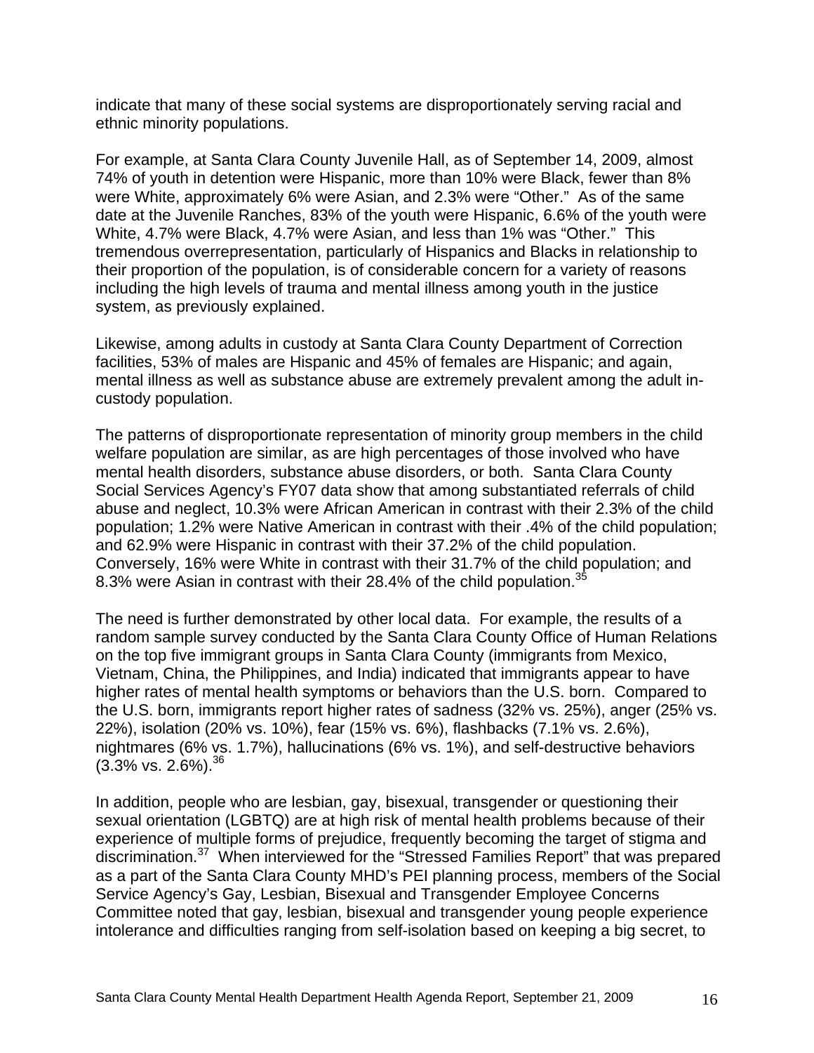indicate that many of these social systems are disproportionately serving racial and ethnic minority populations.

For example, at Santa Clara County Juvenile Hall, as of September 14, 2009, almost 74% of youth in detention were Hispanic, more than 10% were Black, fewer than 8% were White, approximately 6% were Asian, and 2.3% were "Other." As of the same date at the Juvenile Ranches, 83% of the youth were Hispanic, 6.6% of the youth were White, 4.7% were Black, 4.7% were Asian, and less than 1% was "Other." This tremendous overrepresentation, particularly of Hispanics and Blacks in relationship to their proportion of the population, is of considerable concern for a variety of reasons including the high levels of trauma and mental illness among youth in the justice system, as previously explained.

Likewise, among adults in custody at Santa Clara County Department of Correction facilities, 53% of males are Hispanic and 45% of females are Hispanic; and again, mental illness as well as substance abuse are extremely prevalent among the adult in-custody population.

The patterns of disproportionate representation of minority group members in the child welfare population are similar, as are high percentages of those involved who have mental health disorders, substance abuse disorders, or both. Santa Clara County Social Services Agency's FY07 data show that among substantiated referrals of child abuse and neglect, 10.3% were African American in contrast with their 2.3% of the child population; 1.2% were Native American in contrast with their .4% of the child population; and 62.9% were Hispanic in contrast with their 37.2% of the child population. Conversely, 16% were White in contrast with their 31.7% of the child population; and 8.3% were Asian in contrast with their 28.4% of the child population.[35]

The need is further demonstrated by other local data. For example, the results of a random sample survey conducted by the Santa Clara County Office of Human Relations on the top five immigrant groups in Santa Clara County (immigrants from Mexico, Vietnam, China, the Philippines, and India) indicated that immigrants appear to have higher rates of mental health symptoms or behaviors than the U.S. born. Compared to the U.S. born, immigrants report higher rates of sadness (32% vs. 25%), anger (25% vs. 22%), isolation (20% vs. 10%), fear (15% vs. 6%), flashbacks (7.1% vs. 2.6%), nightmares (6% vs. 1.7%), hallucinations (6% vs. 1%), and self-destructive behaviors (3.3% vs. 2.6%).[36]

In addition, people who are lesbian, gay, bisexual, transgender or questioning their sexual orientation (LGBTQ) are at high risk of mental health problems because of their experience of multiple forms of prejudice, frequently becoming the target of stigma and discrimination.[37] When interviewed for the "Stressed Families Report" that was prepared as a part of the Santa Clara County MHD's PEI planning process, members of the Social Service Agency's Gay, Lesbian, Bisexual and Transgender Employee Concerns Committee noted that gay, lesbian, bisexual and transgender young people experience intolerance and difficulties ranging from self-isolation based on keeping a big secret, to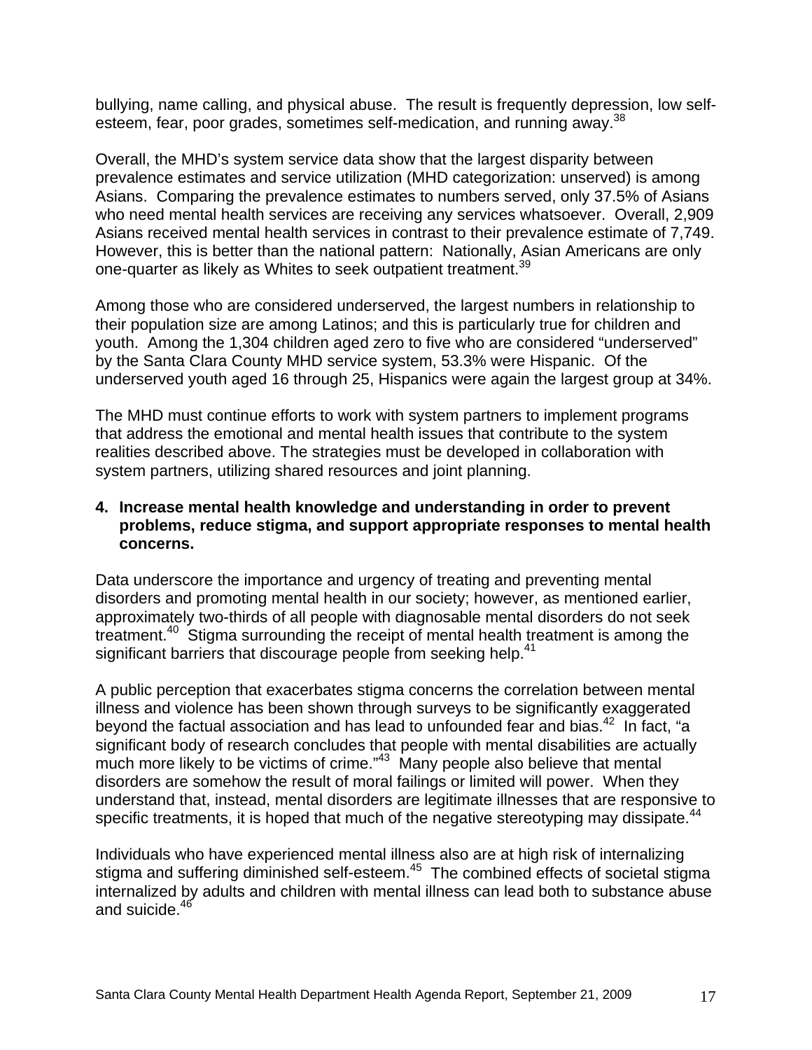bullying, name calling, and physical abuse. The result is frequently depression, low self-esteem, fear, poor grades, sometimes self-medication, and running away.[38]

Overall, the MHD's system service data show that the largest disparity between prevalence estimates and service utilization (MHD categorization: unserved) is among Asians. Comparing the prevalence estimates to numbers served, only 37.5% of Asians who need mental health services are receiving any services whatsoever. Overall, 2,909 Asians received mental health services in contrast to their prevalence estimate of 7,749. However, this is better than the national pattern: Nationally, Asian Americans are only one-quarter as likely as Whites to seek outpatient treatment.[39]

Among those who are considered underserved, the largest numbers in relationship to their population size are among Latinos; and this is particularly true for children and youth. Among the 1,304 children aged zero to five who are considered "underserved" by the Santa Clara County MHD service system, 53.3% were Hispanic. Of the underserved youth aged 16 through 25, Hispanics were again the largest group at 34%.

The MHD must continue efforts to work with system partners to implement programs that address the emotional and mental health issues that contribute to the system realities described above. The strategies must be developed in collaboration with system partners, utilizing shared resources and joint planning.

**4. Increase mental health knowledge and understanding in order to prevent problems, reduce stigma, and support appropriate responses to mental health concerns.**

Data underscore the importance and urgency of treating and preventing mental disorders and promoting mental health in our society; however, as mentioned earlier, approximately two-thirds of all people with diagnosable mental disorders do not seek treatment.[40] Stigma surrounding the receipt of mental health treatment is among the significant barriers that discourage people from seeking help.[41]

A public perception that exacerbates stigma concerns the correlation between mental illness and violence has been shown through surveys to be significantly exaggerated beyond the factual association and has lead to unfounded fear and bias.[42] In fact, "a significant body of research concludes that people with mental disabilities are actually much more likely to be victims of crime."[43] Many people also believe that mental disorders are somehow the result of moral failings or limited will power. When they understand that, instead, mental disorders are legitimate illnesses that are responsive to specific treatments, it is hoped that much of the negative stereotyping may dissipate.[44]

Individuals who have experienced mental illness also are at high risk of internalizing stigma and suffering diminished self-esteem.[45] The combined effects of societal stigma internalized by adults and children with mental illness can lead both to substance abuse and suicide.[46]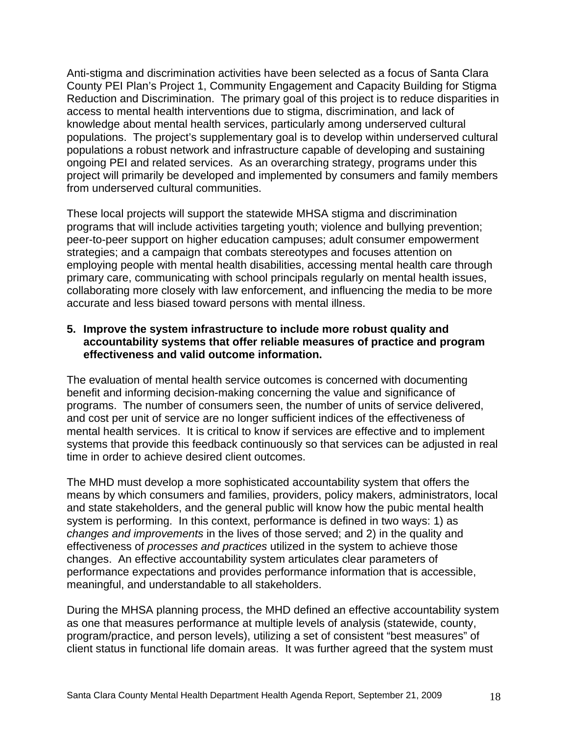Anti-stigma and discrimination activities have been selected as a focus of Santa Clara County PEI Plan's Project 1, Community Engagement and Capacity Building for Stigma Reduction and Discrimination. The primary goal of this project is to reduce disparities in access to mental health interventions due to stigma, discrimination, and lack of knowledge about mental health services, particularly among underserved cultural populations. The project's supplementary goal is to develop within underserved cultural populations a robust network and infrastructure capable of developing and sustaining ongoing PEI and related services. As an overarching strategy, programs under this project will primarily be developed and implemented by consumers and family members from underserved cultural communities.

These local projects will support the statewide MHSA stigma and discrimination programs that will include activities targeting youth; violence and bullying prevention; peer-to-peer support on higher education campuses; adult consumer empowerment strategies; and a campaign that combats stereotypes and focuses attention on employing people with mental health disabilities, accessing mental health care through primary care, communicating with school principals regularly on mental health issues, collaborating more closely with law enforcement, and influencing the media to be more accurate and less biased toward persons with mental illness.

**5. Improve the system infrastructure to include more robust quality and accountability systems that offer reliable measures of practice and program effectiveness and valid outcome information.**

The evaluation of mental health service outcomes is concerned with documenting benefit and informing decision-making concerning the value and significance of programs. The number of consumers seen, the number of units of service delivered, and cost per unit of service are no longer sufficient indices of the effectiveness of mental health services. It is critical to know if services are effective and to implement systems that provide this feedback continuously so that services can be adjusted in real time in order to achieve desired client outcomes.

The MHD must develop a more sophisticated accountability system that offers the means by which consumers and families, providers, policy makers, administrators, local and state stakeholders, and the general public will know how the pubic mental health system is performing. In this context, performance is defined in two ways: 1) as *changes and improvements* in the lives of those served; and 2) in the quality and effectiveness of *processes and practices* utilized in the system to achieve those changes. An effective accountability system articulates clear parameters of performance expectations and provides performance information that is accessible, meaningful, and understandable to all stakeholders.

During the MHSA planning process, the MHD defined an effective accountability system as one that measures performance at multiple levels of analysis (statewide, county, program/practice, and person levels), utilizing a set of consistent "best measures" of client status in functional life domain areas. It was further agreed that the system must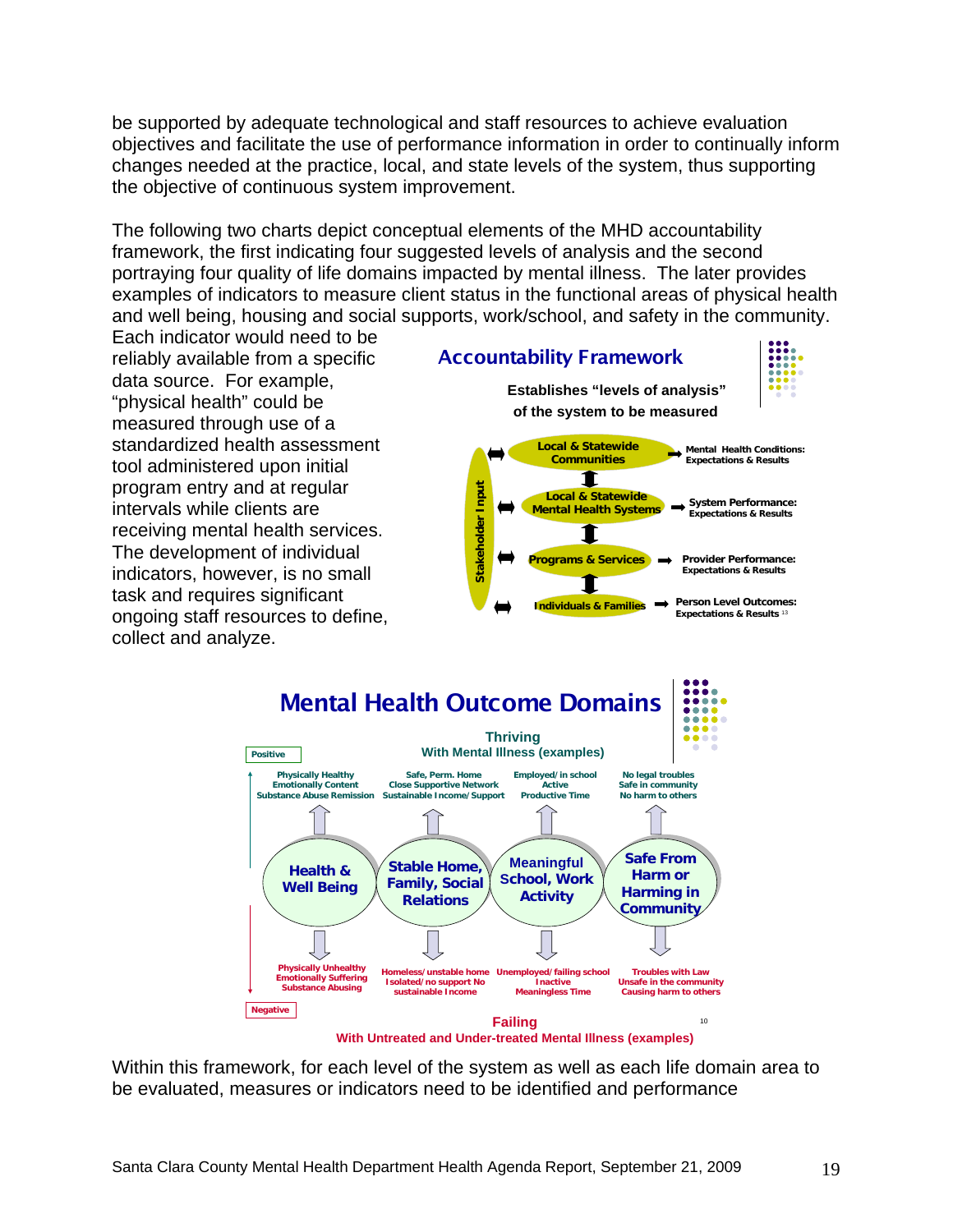be supported by adequate technological and staff resources to achieve evaluation objectives and facilitate the use of performance information in order to continually inform changes needed at the practice, local, and state levels of the system, thus supporting the objective of continuous system improvement.

The following two charts depict conceptual elements of the MHD accountability framework, the first indicating four suggested levels of analysis and the second portraying four quality of life domains impacted by mental illness. The later provides examples of indicators to measure client status in the functional areas of physical health and well being, housing and social supports, work/school, and safety in the community. Each indicator would need to be reliably available from a specific data source. For example, "physical health" could be measured through use of a standardized health assessment tool administered upon initial program entry and at regular intervals while clients are receiving mental health services. The development of individual indicators, however, is no small task and requires significant ongoing staff resources to define, collect and analyze.

**Accountability Framework**

Establishes "levels of analysis" of the system to be measured

Stakeholder Input

- Local & Statewide Communities → Mental Health Conditions: Expectations & Results
- Local & Statewide Mental Health Systems → System Performance: Expectations & Results
- Programs & Services → Provider Performance: Expectations & Results
- Individuals & Families → Person Level Outcomes: Expectations & Results [13]

**Mental Health Outcome Domains**

Positive

Thriving
With Mental Illness (examples)

| Health & Well Being | Stable Home, Family, Social Relations | Meaningful School, Work Activity | Safe From Harm or Harming in Community |
|---|---|---|---|
| Physically Healthy, Emotionally Content, Substance Abuse Remission | Safe, Perm. Home, Close Supportive Network, Sustainable Income/Support | Employed/in school, Active, Productive Time | No legal troubles, Safe in community, No harm to others |
| Physically Unhealthy, Emotionally Suffering, Substance Abusing | Homeless/unstable home, Isolated/no support, No sustainable Income | Unemployed/failing school, Inactive, Meaningless Time | Troubles with Law, Unsafe in the community, Causing harm to others |

Negative

Failing
With Untreated and Under-treated Mental Illness (examples) [10]

Within this framework, for each level of the system as well as each life domain area to be evaluated, measures or indicators need to be identified and performance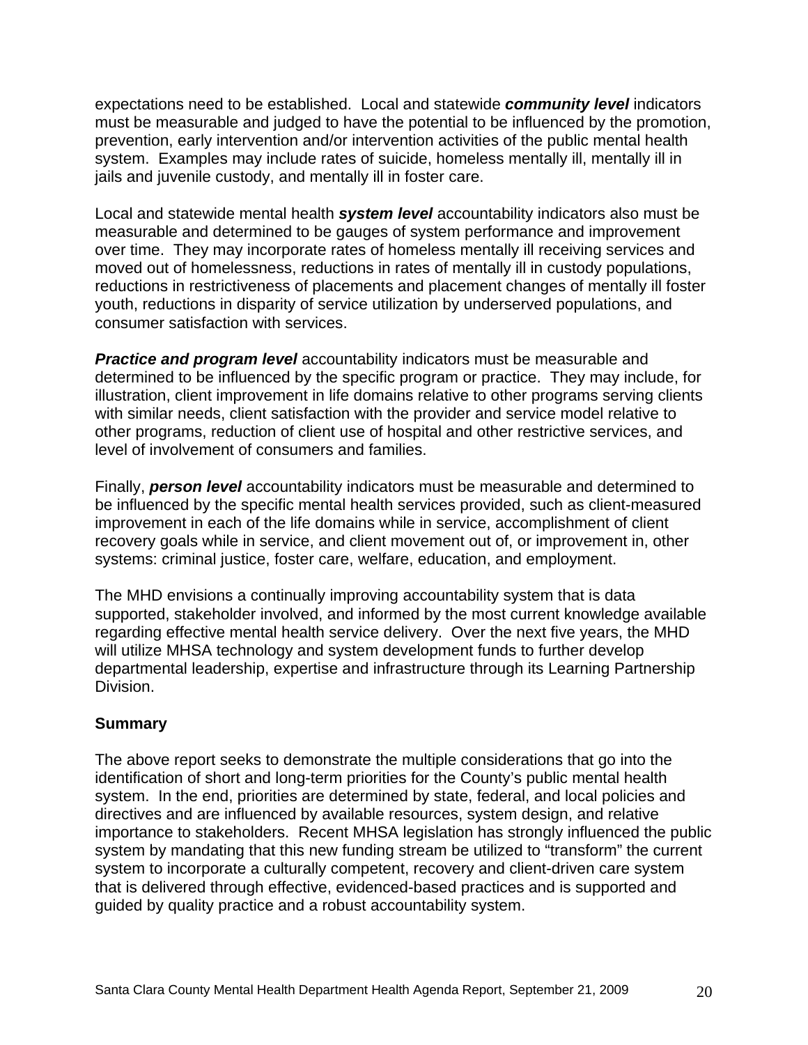expectations need to be established. Local and statewide ***community level*** indicators must be measurable and judged to have the potential to be influenced by the promotion, prevention, early intervention and/or intervention activities of the public mental health system. Examples may include rates of suicide, homeless mentally ill, mentally ill in jails and juvenile custody, and mentally ill in foster care.

Local and statewide mental health ***system level*** accountability indicators also must be measurable and determined to be gauges of system performance and improvement over time. They may incorporate rates of homeless mentally ill receiving services and moved out of homelessness, reductions in rates of mentally ill in custody populations, reductions in restrictiveness of placements and placement changes of mentally ill foster youth, reductions in disparity of service utilization by underserved populations, and consumer satisfaction with services.

***Practice and program level*** accountability indicators must be measurable and determined to be influenced by the specific program or practice. They may include, for illustration, client improvement in life domains relative to other programs serving clients with similar needs, client satisfaction with the provider and service model relative to other programs, reduction of client use of hospital and other restrictive services, and level of involvement of consumers and families.

Finally, ***person level*** accountability indicators must be measurable and determined to be influenced by the specific mental health services provided, such as client-measured improvement in each of the life domains while in service, accomplishment of client recovery goals while in service, and client movement out of, or improvement in, other systems: criminal justice, foster care, welfare, education, and employment.

The MHD envisions a continually improving accountability system that is data supported, stakeholder involved, and informed by the most current knowledge available regarding effective mental health service delivery. Over the next five years, the MHD will utilize MHSA technology and system development funds to further develop departmental leadership, expertise and infrastructure through its Learning Partnership Division.

**Summary**

The above report seeks to demonstrate the multiple considerations that go into the identification of short and long-term priorities for the County's public mental health system. In the end, priorities are determined by state, federal, and local policies and directives and are influenced by available resources, system design, and relative importance to stakeholders. Recent MHSA legislation has strongly influenced the public system by mandating that this new funding stream be utilized to "transform" the current system to incorporate a culturally competent, recovery and client-driven care system that is delivered through effective, evidenced-based practices and is supported and guided by quality practice and a robust accountability system.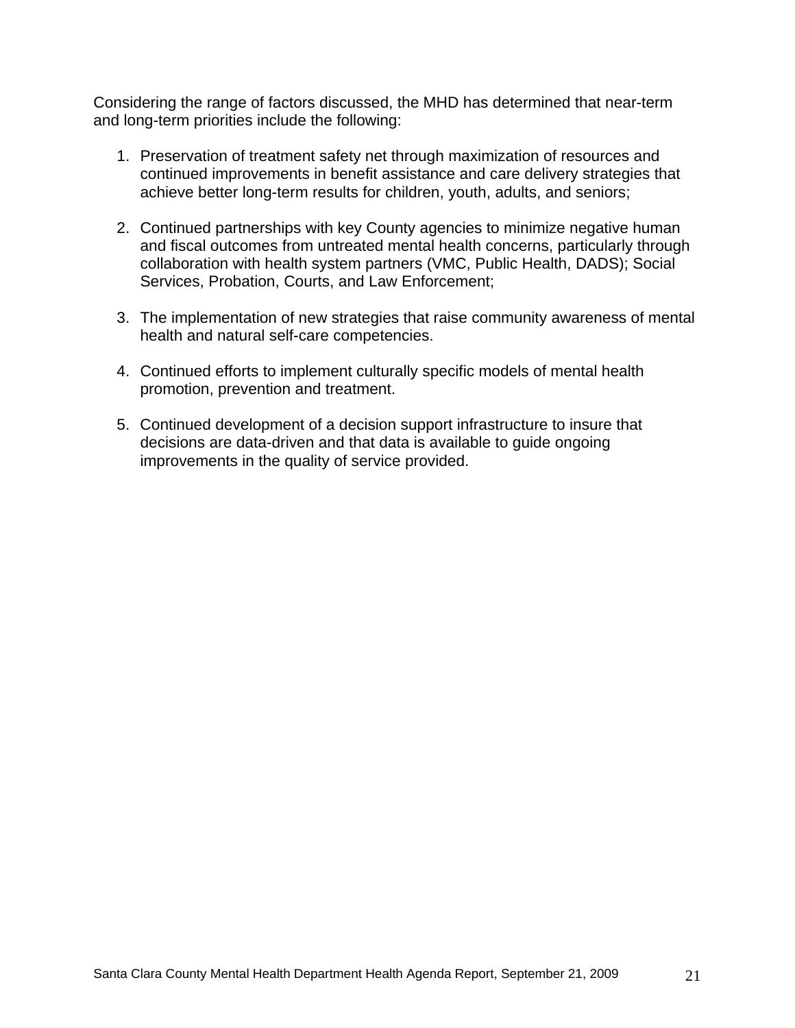Considering the range of factors discussed, the MHD has determined that near-term and long-term priorities include the following:

1. Preservation of treatment safety net through maximization of resources and continued improvements in benefit assistance and care delivery strategies that achieve better long-term results for children, youth, adults, and seniors;

2. Continued partnerships with key County agencies to minimize negative human and fiscal outcomes from untreated mental health concerns, particularly through collaboration with health system partners (VMC, Public Health, DADS); Social Services, Probation, Courts, and Law Enforcement;

3. The implementation of new strategies that raise community awareness of mental health and natural self-care competencies.

4. Continued efforts to implement culturally specific models of mental health promotion, prevention and treatment.

5. Continued development of a decision support infrastructure to insure that decisions are data-driven and that data is available to guide ongoing improvements in the quality of service provided.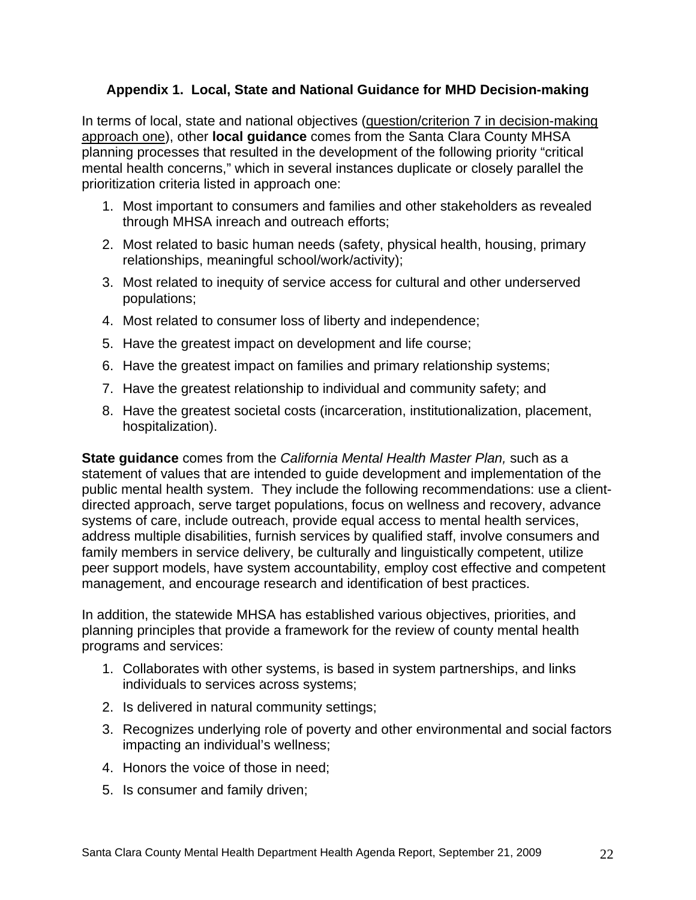### Appendix 1. Local, State and National Guidance for MHD Decision-making

In terms of local, state and national objectives (<u>question/criterion 7 in decision-making approach one</u>), other **local guidance** comes from the Santa Clara County MHSA planning processes that resulted in the development of the following priority "critical mental health concerns," which in several instances duplicate or closely parallel the prioritization criteria listed in approach one:

1. Most important to consumers and families and other stakeholders as revealed through MHSA inreach and outreach efforts;
2. Most related to basic human needs (safety, physical health, housing, primary relationships, meaningful school/work/activity);
3. Most related to inequity of service access for cultural and other underserved populations;
4. Most related to consumer loss of liberty and independence;
5. Have the greatest impact on development and life course;
6. Have the greatest impact on families and primary relationship systems;
7. Have the greatest relationship to individual and community safety; and
8. Have the greatest societal costs (incarceration, institutionalization, placement, hospitalization).

**State guidance** comes from the *California Mental Health Master Plan,* such as a statement of values that are intended to guide development and implementation of the public mental health system. They include the following recommendations: use a client-directed approach, serve target populations, focus on wellness and recovery, advance systems of care, include outreach, provide equal access to mental health services, address multiple disabilities, furnish services by qualified staff, involve consumers and family members in service delivery, be culturally and linguistically competent, utilize peer support models, have system accountability, employ cost effective and competent management, and encourage research and identification of best practices.

In addition, the statewide MHSA has established various objectives, priorities, and planning principles that provide a framework for the review of county mental health programs and services:

1. Collaborates with other systems, is based in system partnerships, and links individuals to services across systems;
2. Is delivered in natural community settings;
3. Recognizes underlying role of poverty and other environmental and social factors impacting an individual's wellness;
4. Honors the voice of those in need;
5. Is consumer and family driven;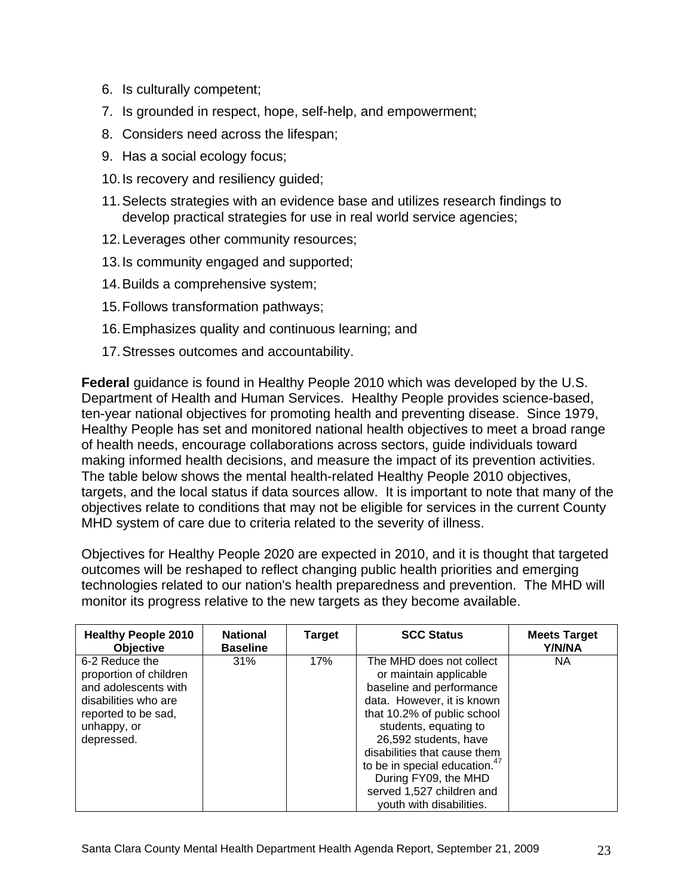6. Is culturally competent;
7. Is grounded in respect, hope, self-help, and empowerment;
8. Considers need across the lifespan;
9. Has a social ecology focus;
10. Is recovery and resiliency guided;
11. Selects strategies with an evidence base and utilizes research findings to develop practical strategies for use in real world service agencies;
12. Leverages other community resources;
13. Is community engaged and supported;
14. Builds a comprehensive system;
15. Follows transformation pathways;
16. Emphasizes quality and continuous learning; and
17. Stresses outcomes and accountability.

**Federal** guidance is found in Healthy People 2010 which was developed by the U.S. Department of Health and Human Services. Healthy People provides science-based, ten-year national objectives for promoting health and preventing disease. Since 1979, Healthy People has set and monitored national health objectives to meet a broad range of health needs, encourage collaborations across sectors, guide individuals toward making informed health decisions, and measure the impact of its prevention activities. The table below shows the mental health-related Healthy People 2010 objectives, targets, and the local status if data sources allow. It is important to note that many of the objectives relate to conditions that may not be eligible for services in the current County MHD system of care due to criteria related to the severity of illness.

Objectives for Healthy People 2020 are expected in 2010, and it is thought that targeted outcomes will be reshaped to reflect changing public health priorities and emerging technologies related to our nation's health preparedness and prevention. The MHD will monitor its progress relative to the new targets as they become available.

| Healthy People 2010 Objective | National Baseline | Target | SCC Status | Meets Target Y/N/NA |
|---|---|---|---|---|
| 6-2 Reduce the proportion of children and adolescents with disabilities who are reported to be sad, unhappy, or depressed. | 31% | 17% | The MHD does not collect or maintain applicable baseline and performance data. However, it is known that 10.2% of public school students, equating to 26,592 students, have disabilities that cause them to be in special education.[47] During FY09, the MHD served 1,527 children and youth with disabilities. | NA |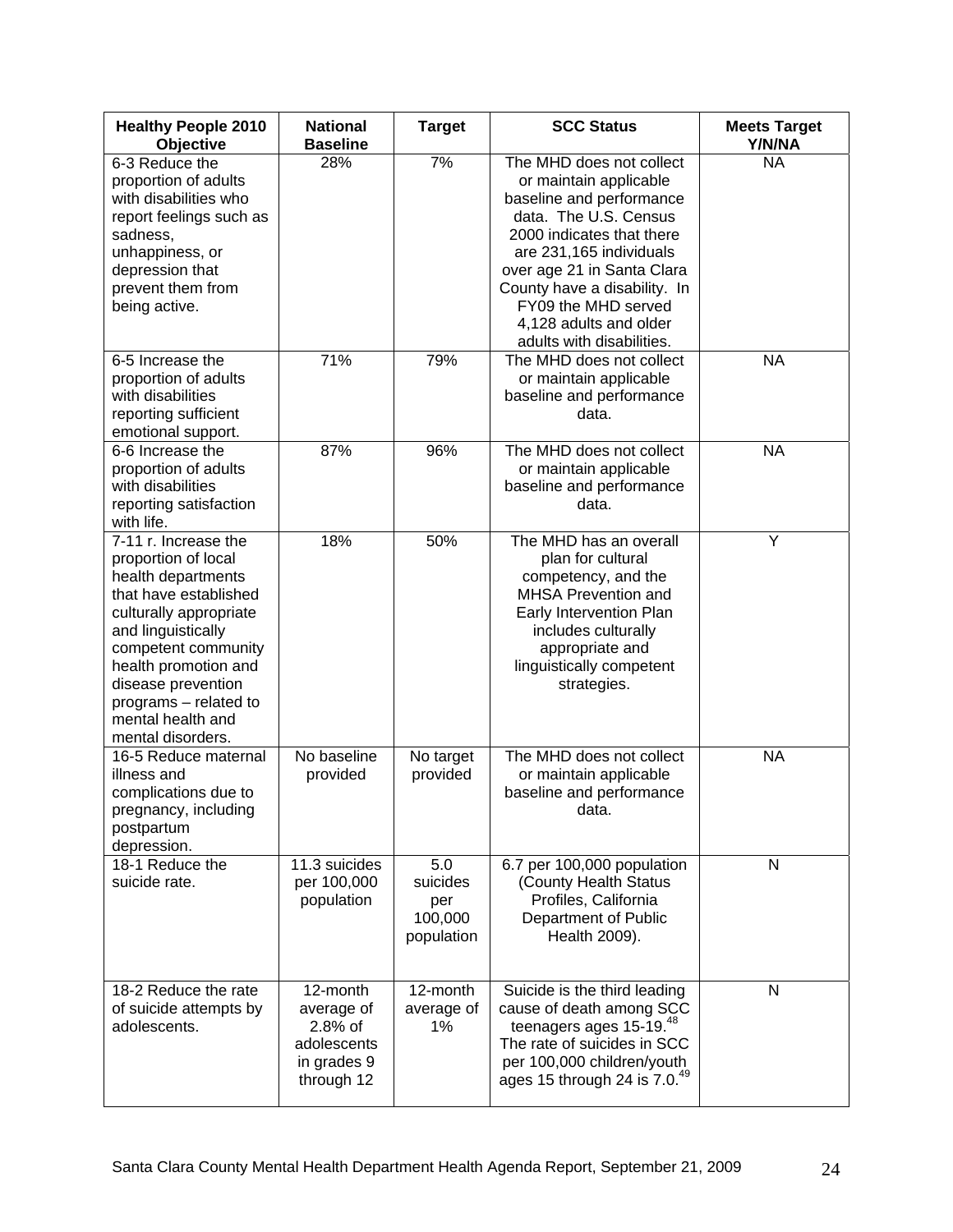| Healthy People 2010 Objective | National Baseline | Target | SCC Status | Meets Target Y/N/NA |
|---|---|---|---|---|
| 6-3 Reduce the proportion of adults with disabilities who report feelings such as sadness, unhappiness, or depression that prevent them from being active. | 28% | 7% | The MHD does not collect or maintain applicable baseline and performance data. The U.S. Census 2000 indicates that there are 231,165 individuals over age 21 in Santa Clara County have a disability. In FY09 the MHD served 4,128 adults and older adults with disabilities. | NA |
| 6-5 Increase the proportion of adults with disabilities reporting sufficient emotional support. | 71% | 79% | The MHD does not collect or maintain applicable baseline and performance data. | NA |
| 6-6 Increase the proportion of adults with disabilities reporting satisfaction with life. | 87% | 96% | The MHD does not collect or maintain applicable baseline and performance data. | NA |
| 7-11 r. Increase the proportion of local health departments that have established culturally appropriate and linguistically competent community health promotion and disease prevention programs – related to mental health and mental disorders. | 18% | 50% | The MHD has an overall plan for cultural competency, and the MHSA Prevention and Early Intervention Plan includes culturally appropriate and linguistically competent strategies. | Y |
| 16-5 Reduce maternal illness and complications due to pregnancy, including postpartum depression. | No baseline provided | No target provided | The MHD does not collect or maintain applicable baseline and performance data. | NA |
| 18-1 Reduce the suicide rate. | 11.3 suicides per 100,000 population | 5.0 suicides per 100,000 population | 6.7 per 100,000 population (County Health Status Profiles, California Department of Public Health 2009). | N |
| 18-2 Reduce the rate of suicide attempts by adolescents. | 12-month average of 2.8% of adolescents in grades 9 through 12 | 12-month average of 1% | Suicide is the third leading cause of death among SCC teenagers ages 15-19.[48] The rate of suicides in SCC per 100,000 children/youth ages 15 through 24 is 7.0.[49] | N |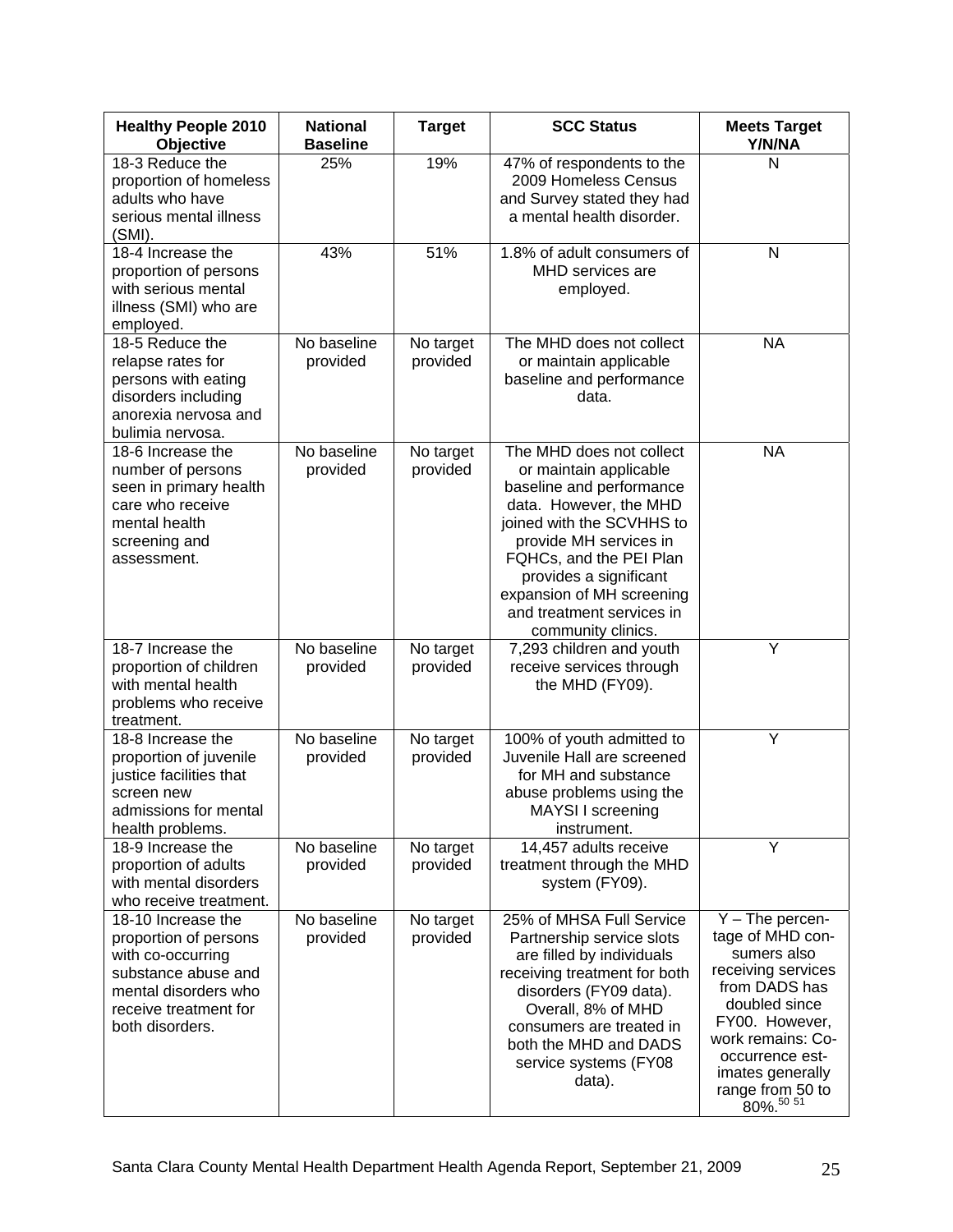| Healthy People 2010 Objective | National Baseline | Target | SCC Status | Meets Target Y/N/NA |
|---|---|---|---|---|
| 18-3 Reduce the proportion of homeless adults who have serious mental illness (SMI). | 25% | 19% | 47% of respondents to the 2009 Homeless Census and Survey stated they had a mental health disorder. | N |
| 18-4 Increase the proportion of persons with serious mental illness (SMI) who are employed. | 43% | 51% | 1.8% of adult consumers of MHD services are employed. | N |
| 18-5 Reduce the relapse rates for persons with eating disorders including anorexia nervosa and bulimia nervosa. | No baseline provided | No target provided | The MHD does not collect or maintain applicable baseline and performance data. | NA |
| 18-6 Increase the number of persons seen in primary health care who receive mental health screening and assessment. | No baseline provided | No target provided | The MHD does not collect or maintain applicable baseline and performance data. However, the MHD joined with the SCVHHS to provide MH services in FQHCs, and the PEI Plan provides a significant expansion of MH screening and treatment services in community clinics. | NA |
| 18-7 Increase the proportion of children with mental health problems who receive treatment. | No baseline provided | No target provided | 7,293 children and youth receive services through the MHD (FY09). | Y |
| 18-8 Increase the proportion of juvenile justice facilities that screen new admissions for mental health problems. | No baseline provided | No target provided | 100% of youth admitted to Juvenile Hall are screened for MH and substance abuse problems using the MAYSI I screening instrument. | Y |
| 18-9 Increase the proportion of adults with mental disorders who receive treatment. | No baseline provided | No target provided | 14,457 adults receive treatment through the MHD system (FY09). | Y |
| 18-10 Increase the proportion of persons with co-occurring substance abuse and mental disorders who receive treatment for both disorders. | No baseline provided | No target provided | 25% of MHSA Full Service Partnership service slots are filled by individuals receiving treatment for both disorders (FY09 data). Overall, 8% of MHD consumers are treated in both the MHD and DADS service systems (FY08 data). | Y – The percentage of MHD consumers also receiving services from DADS has doubled since FY00. However, work remains: Co-occurrence estimates generally range from 50 to 80%.[50 51] |

Santa Clara County Mental Health Department Health Agenda Report, September 21, 2009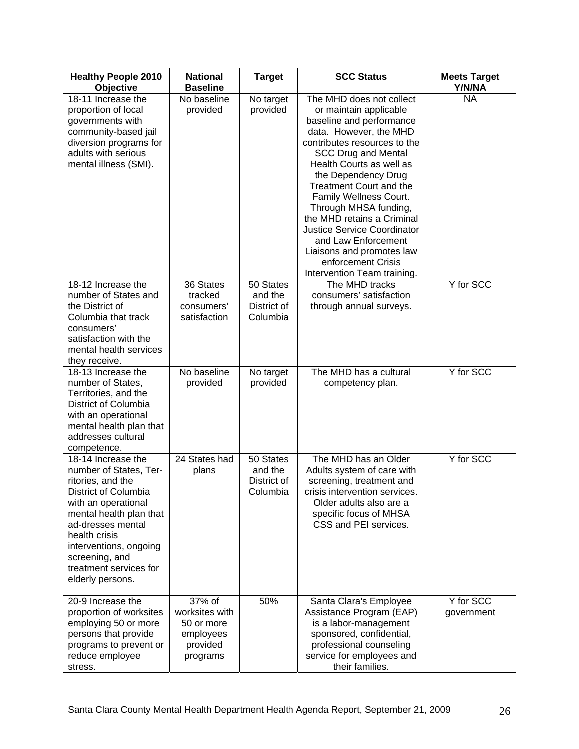| Healthy People 2010 Objective | National Baseline | Target | SCC Status | Meets Target Y/N/NA |
|---|---|---|---|---|
| 18-11 Increase the proportion of local governments with community-based jail diversion programs for adults with serious mental illness (SMI). | No baseline provided | No target provided | The MHD does not collect or maintain applicable baseline and performance data. However, the MHD contributes resources to the SCC Drug and Mental Health Courts as well as the Dependency Drug Treatment Court and the Family Wellness Court. Through MHSA funding, the MHD retains a Criminal Justice Service Coordinator and Law Enforcement Liaisons and promotes law enforcement Crisis Intervention Team training. | NA |
| 18-12 Increase the number of States and the District of Columbia that track consumers' satisfaction with the mental health services they receive. | 36 States tracked consumers' satisfaction | 50 States and the District of Columbia | The MHD tracks consumers' satisfaction through annual surveys. | Y for SCC |
| 18-13 Increase the number of States, Territories, and the District of Columbia with an operational mental health plan that addresses cultural competence. | No baseline provided | No target provided | The MHD has a cultural competency plan. | Y for SCC |
| 18-14 Increase the number of States, Territories, and the District of Columbia with an operational mental health plan that ad-dresses mental health crisis interventions, ongoing screening, and treatment services for elderly persons. | 24 States had plans | 50 States and the District of Columbia | The MHD has an Older Adults system of care with screening, treatment and crisis intervention services. Older adults also are a specific focus of MHSA CSS and PEI services. | Y for SCC |
| 20-9 Increase the proportion of worksites employing 50 or more persons that provide programs to prevent or reduce employee stress. | 37% of worksites with 50 or more employees provided programs | 50% | Santa Clara's Employee Assistance Program (EAP) is a labor-management sponsored, confidential, professional counseling service for employees and their families. | Y for SCC government |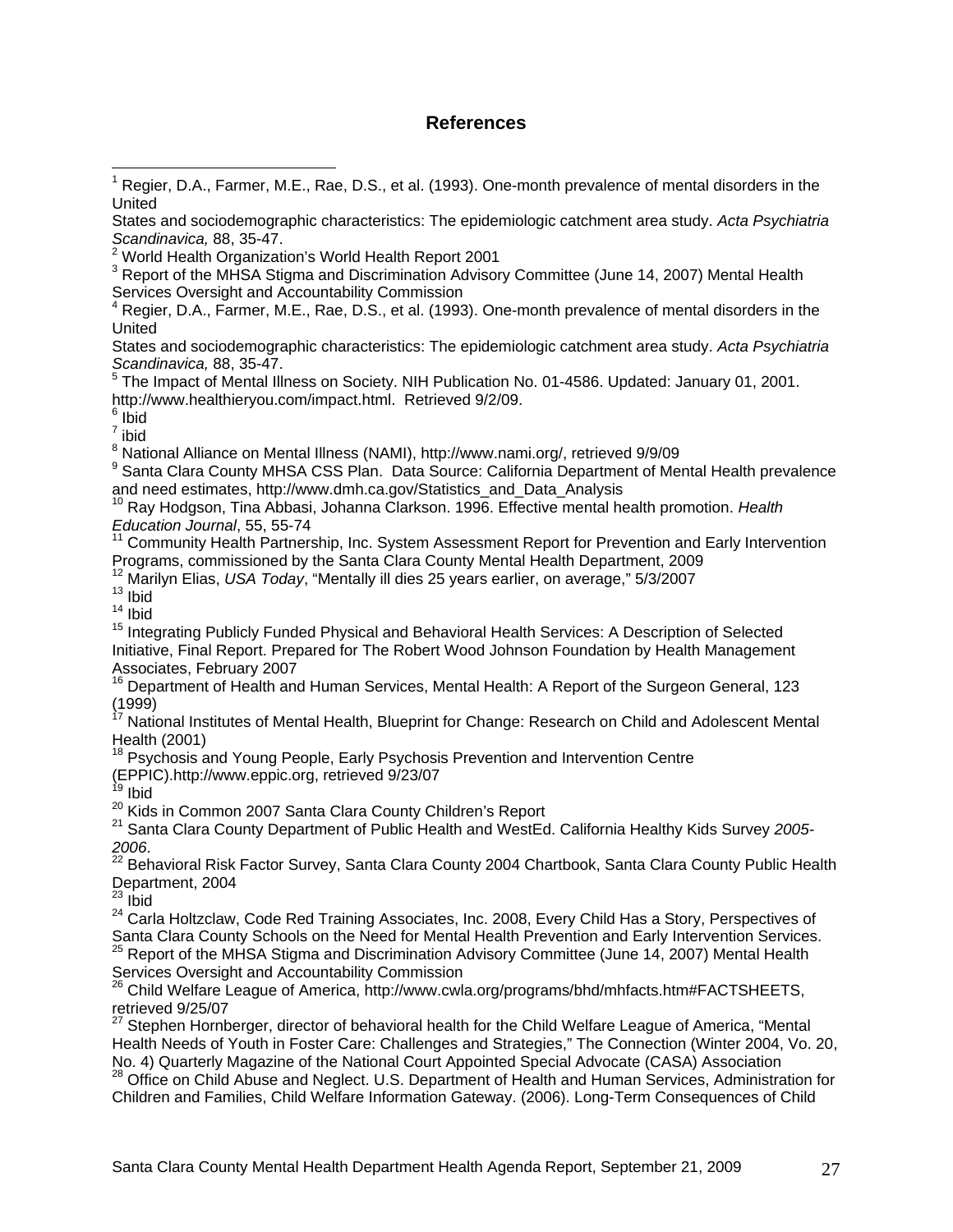## References

[1] Regier, D.A., Farmer, M.E., Rae, D.S., et al. (1993). One-month prevalence of mental disorders in the United
States and sociodemographic characteristics: The epidemiologic catchment area study. *Acta Psychiatria Scandinavica,* 88, 35-47.

[2] World Health Organization's World Health Report 2001

[3] Report of the MHSA Stigma and Discrimination Advisory Committee (June 14, 2007) Mental Health Services Oversight and Accountability Commission

[4] Regier, D.A., Farmer, M.E., Rae, D.S., et al. (1993). One-month prevalence of mental disorders in the United
States and sociodemographic characteristics: The epidemiologic catchment area study. *Acta Psychiatria Scandinavica,* 88, 35-47.

[5] The Impact of Mental Illness on Society. NIH Publication No. 01-4586. Updated: January 01, 2001. http://www.healthieryou.com/impact.html. Retrieved 9/2/09.

[6] Ibid

[7] ibid

[8] National Alliance on Mental Illness (NAMI), http://www.nami.org/, retrieved 9/9/09

[9] Santa Clara County MHSA CSS Plan. Data Source: California Department of Mental Health prevalence and need estimates, http://www.dmh.ca.gov/Statistics_and_Data_Analysis

[10] Ray Hodgson, Tina Abbasi, Johanna Clarkson. 1996. Effective mental health promotion. *Health Education Journal*, 55, 55-74

[11] Community Health Partnership, Inc. System Assessment Report for Prevention and Early Intervention Programs, commissioned by the Santa Clara County Mental Health Department, 2009

[12] Marilyn Elias, *USA Today*, "Mentally ill dies 25 years earlier, on average," 5/3/2007

[13] Ibid

[14] Ibid

[15] Integrating Publicly Funded Physical and Behavioral Health Services: A Description of Selected Initiative, Final Report. Prepared for The Robert Wood Johnson Foundation by Health Management Associates, February 2007

[16] Department of Health and Human Services, Mental Health: A Report of the Surgeon General, 123 (1999)

[17] National Institutes of Mental Health, Blueprint for Change: Research on Child and Adolescent Mental Health (2001)

[18] Psychosis and Young People, Early Psychosis Prevention and Intervention Centre (EPPIC).http://www.eppic.org, retrieved 9/23/07

[19] Ibid

[20] Kids in Common 2007 Santa Clara County Children's Report

[21] Santa Clara County Department of Public Health and WestEd. California Healthy Kids Survey *2005-2006*.

[22] Behavioral Risk Factor Survey, Santa Clara County 2004 Chartbook, Santa Clara County Public Health Department, 2004

[23] Ibid

[24] Carla Holtzclaw, Code Red Training Associates, Inc. 2008, Every Child Has a Story, Perspectives of Santa Clara County Schools on the Need for Mental Health Prevention and Early Intervention Services.

[25] Report of the MHSA Stigma and Discrimination Advisory Committee (June 14, 2007) Mental Health Services Oversight and Accountability Commission

[26] Child Welfare League of America, http://www.cwla.org/programs/bhd/mhfacts.htm#FACTSHEETS, retrieved 9/25/07

[27] Stephen Hornberger, director of behavioral health for the Child Welfare League of America, "Mental Health Needs of Youth in Foster Care: Challenges and Strategies," The Connection (Winter 2004, Vo. 20, No. 4) Quarterly Magazine of the National Court Appointed Special Advocate (CASA) Association

[28] Office on Child Abuse and Neglect. U.S. Department of Health and Human Services, Administration for Children and Families, Child Welfare Information Gateway. (2006). Long-Term Consequences of Child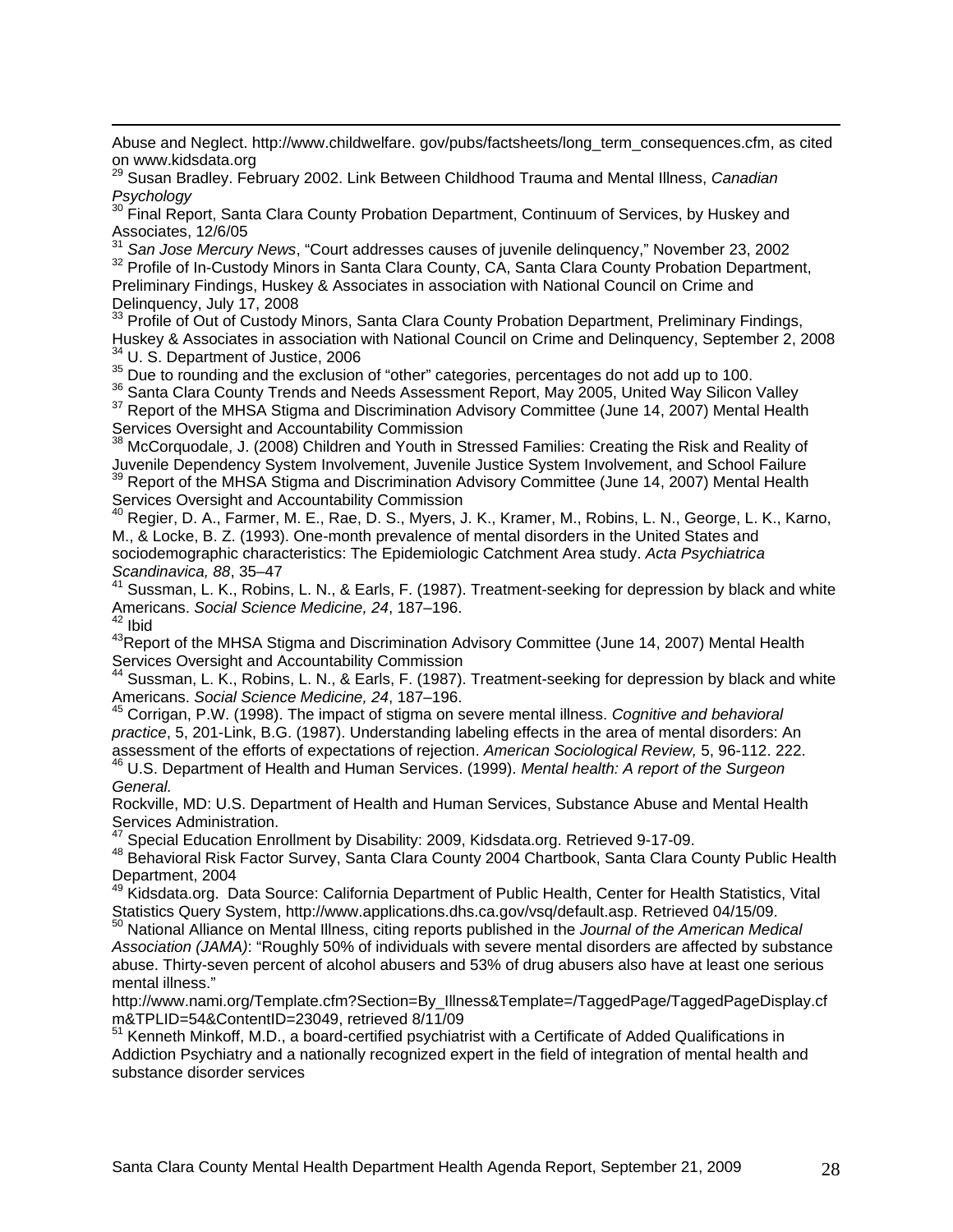Abuse and Neglect. http://www.childwelfare. gov/pubs/factsheets/long_term_consequences.cfm, as cited on www.kidsdata.org

[29] Susan Bradley. February 2002. Link Between Childhood Trauma and Mental Illness, *Canadian Psychology*

[30] Final Report, Santa Clara County Probation Department, Continuum of Services, by Huskey and Associates, 12/6/05

[31] *San Jose Mercury News*, "Court addresses causes of juvenile delinquency," November 23, 2002

[32] Profile of In-Custody Minors in Santa Clara County, CA, Santa Clara County Probation Department, Preliminary Findings, Huskey & Associates in association with National Council on Crime and Delinquency, July 17, 2008

[33] Profile of Out of Custody Minors, Santa Clara County Probation Department, Preliminary Findings, Huskey & Associates in association with National Council on Crime and Delinquency, September 2, 2008

[34] U. S. Department of Justice, 2006

[35] Due to rounding and the exclusion of "other" categories, percentages do not add up to 100.

[36] Santa Clara County Trends and Needs Assessment Report, May 2005, United Way Silicon Valley

[37] Report of the MHSA Stigma and Discrimination Advisory Committee (June 14, 2007) Mental Health Services Oversight and Accountability Commission

[38] McCorquodale, J. (2008) Children and Youth in Stressed Families: Creating the Risk and Reality of Juvenile Dependency System Involvement, Juvenile Justice System Involvement, and School Failure

[39] Report of the MHSA Stigma and Discrimination Advisory Committee (June 14, 2007) Mental Health Services Oversight and Accountability Commission

[40] Regier, D. A., Farmer, M. E., Rae, D. S., Myers, J. K., Kramer, M., Robins, L. N., George, L. K., Karno, M., & Locke, B. Z. (1993). One-month prevalence of mental disorders in the United States and sociodemographic characteristics: The Epidemiologic Catchment Area study. *Acta Psychiatrica Scandinavica, 88*, 35–47

[41] Sussman, L. K., Robins, L. N., & Earls, F. (1987). Treatment-seeking for depression by black and white Americans. *Social Science Medicine, 24*, 187–196.

[42] Ibid

[43]Report of the MHSA Stigma and Discrimination Advisory Committee (June 14, 2007) Mental Health Services Oversight and Accountability Commission

[44] Sussman, L. K., Robins, L. N., & Earls, F. (1987). Treatment-seeking for depression by black and white Americans. *Social Science Medicine, 24*, 187–196.

[45] Corrigan, P.W. (1998). The impact of stigma on severe mental illness. *Cognitive and behavioral practice*, 5, 201-Link, B.G. (1987). Understanding labeling effects in the area of mental disorders: An assessment of the efforts of expectations of rejection. *American Sociological Review,* 5, 96-112. 222.

[46] U.S. Department of Health and Human Services. (1999). *Mental health: A report of the Surgeon General.*

Rockville, MD: U.S. Department of Health and Human Services, Substance Abuse and Mental Health Services Administration.

[47] Special Education Enrollment by Disability: 2009, Kidsdata.org. Retrieved 9-17-09.

[48] Behavioral Risk Factor Survey, Santa Clara County 2004 Chartbook, Santa Clara County Public Health Department, 2004

[49] Kidsdata.org. Data Source: California Department of Public Health, Center for Health Statistics, Vital Statistics Query System, http://www.applications.dhs.ca.gov/vsq/default.asp. Retrieved 04/15/09.

[50] National Alliance on Mental Illness, citing reports published in the *Journal of the American Medical Association (JAMA)*: "Roughly 50% of individuals with severe mental disorders are affected by substance abuse. Thirty-seven percent of alcohol abusers and 53% of drug abusers also have at least one serious mental illness."

http://www.nami.org/Template.cfm?Section=By_Illness&Template=/TaggedPage/TaggedPageDisplay.cfm&TPLID=54&ContentID=23049, retrieved 8/11/09

[51] Kenneth Minkoff, M.D., a board-certified psychiatrist with a Certificate of Added Qualifications in Addiction Psychiatry and a nationally recognized expert in the field of integration of mental health and substance disorder services